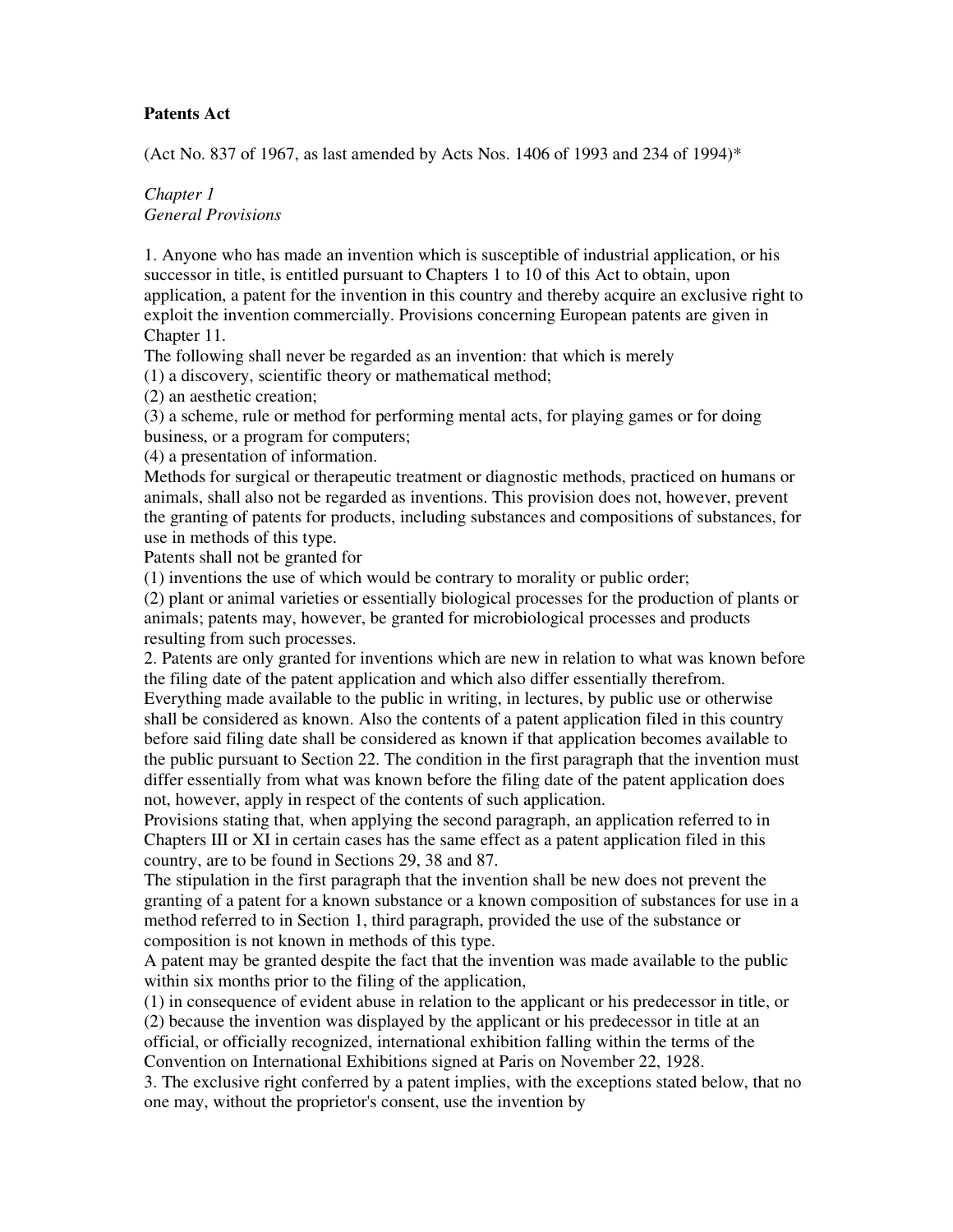**Patents Act**

(Act No. 837 of 1967, as last amended by Acts Nos. 1406 of 1993 and 234 of 1994)*

*Chapter 1*
*General Provisions*

1. Anyone who has made an invention which is susceptible of industrial application, or his successor in title, is entitled pursuant to Chapters 1 to 10 of this Act to obtain, upon application, a patent for the invention in this country and thereby acquire an exclusive right to exploit the invention commercially. Provisions concerning European patents are given in Chapter 11.

The following shall never be regarded as an invention: that which is merely

(1) a discovery, scientific theory or mathematical method;
(2) an aesthetic creation;
(3) a scheme, rule or method for performing mental acts, for playing games or for doing business, or a program for computers;
(4) a presentation of information.

Methods for surgical or therapeutic treatment or diagnostic methods, practiced on humans or animals, shall also not be regarded as inventions. This provision does not, however, prevent the granting of patents for products, including substances and compositions of substances, for use in methods of this type.

Patents shall not be granted for

(1) inventions the use of which would be contrary to morality or public order;
(2) plant or animal varieties or essentially biological processes for the production of plants or animals; patents may, however, be granted for microbiological processes and products resulting from such processes.

2. Patents are only granted for inventions which are new in relation to what was known before the filing date of the patent application and which also differ essentially therefrom.

Everything made available to the public in writing, in lectures, by public use or otherwise shall be considered as known. Also the contents of a patent application filed in this country before said filing date shall be considered as known if that application becomes available to the public pursuant to Section 22. The condition in the first paragraph that the invention must differ essentially from what was known before the filing date of the patent application does not, however, apply in respect of the contents of such application.

Provisions stating that, when applying the second paragraph, an application referred to in Chapters III or XI in certain cases has the same effect as a patent application filed in this country, are to be found in Sections 29, 38 and 87.

The stipulation in the first paragraph that the invention shall be new does not prevent the granting of a patent for a known substance or a known composition of substances for use in a method referred to in Section 1, third paragraph, provided the use of the substance or composition is not known in methods of this type.

A patent may be granted despite the fact that the invention was made available to the public within six months prior to the filing of the application,

(1) in consequence of evident abuse in relation to the applicant or his predecessor in title, or
(2) because the invention was displayed by the applicant or his predecessor in title at an official, or officially recognized, international exhibition falling within the terms of the Convention on International Exhibitions signed at Paris on November 22, 1928.

3. The exclusive right conferred by a patent implies, with the exceptions stated below, that no one may, without the proprietor's consent, use the invention by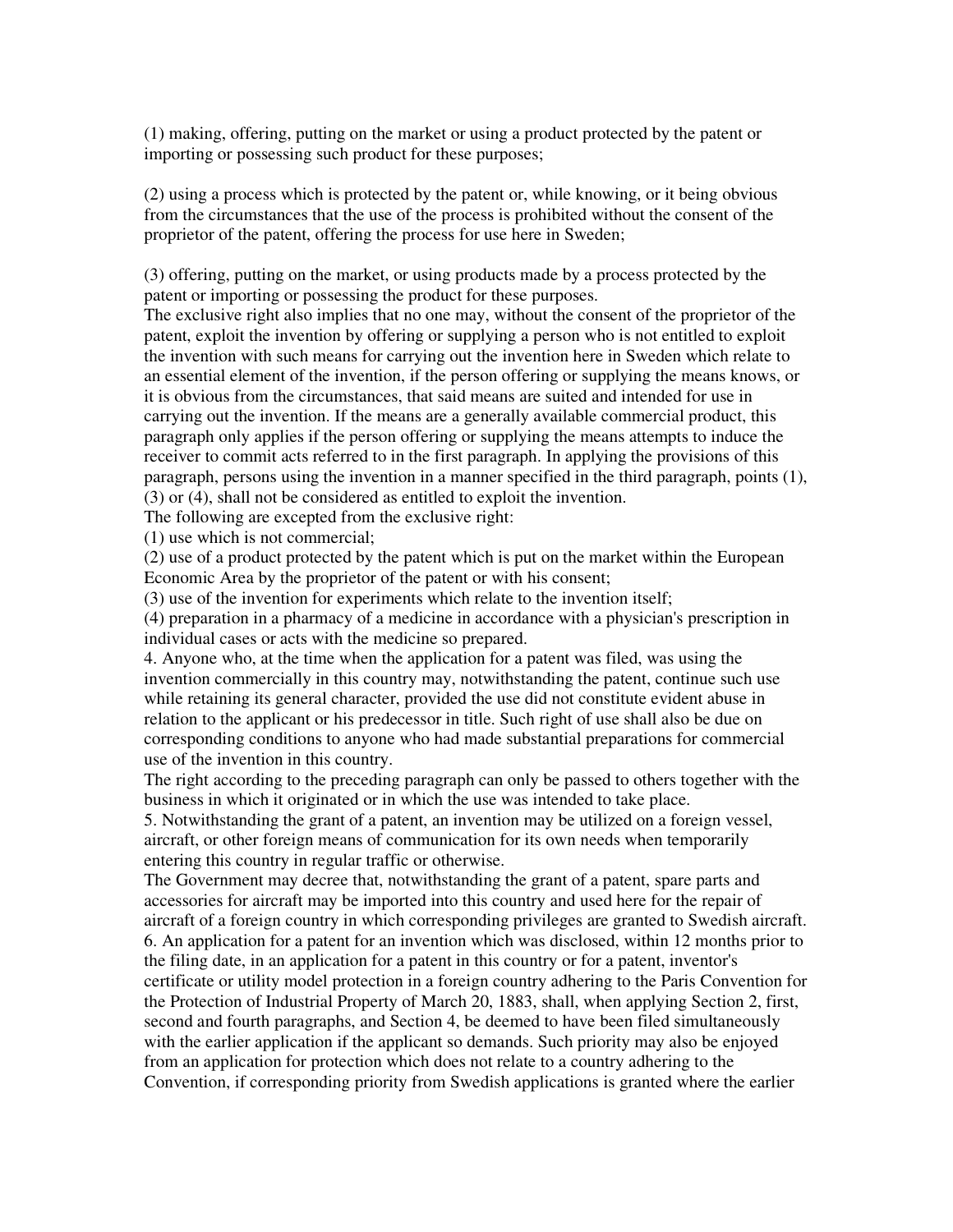(1) making, offering, putting on the market or using a product protected by the patent or importing or possessing such product for these purposes;

(2) using a process which is protected by the patent or, while knowing, or it being obvious from the circumstances that the use of the process is prohibited without the consent of the proprietor of the patent, offering the process for use here in Sweden;

(3) offering, putting on the market, or using products made by a process protected by the patent or importing or possessing the product for these purposes.

The exclusive right also implies that no one may, without the consent of the proprietor of the patent, exploit the invention by offering or supplying a person who is not entitled to exploit the invention with such means for carrying out the invention here in Sweden which relate to an essential element of the invention, if the person offering or supplying the means knows, or it is obvious from the circumstances, that said means are suited and intended for use in carrying out the invention. If the means are a generally available commercial product, this paragraph only applies if the person offering or supplying the means attempts to induce the receiver to commit acts referred to in the first paragraph. In applying the provisions of this paragraph, persons using the invention in a manner specified in the third paragraph, points (1), (3) or (4), shall not be considered as entitled to exploit the invention.

The following are excepted from the exclusive right:

(1) use which is not commercial;

(2) use of a product protected by the patent which is put on the market within the European Economic Area by the proprietor of the patent or with his consent;

(3) use of the invention for experiments which relate to the invention itself;

(4) preparation in a pharmacy of a medicine in accordance with a physician's prescription in individual cases or acts with the medicine so prepared.

4. Anyone who, at the time when the application for a patent was filed, was using the invention commercially in this country may, notwithstanding the patent, continue such use while retaining its general character, provided the use did not constitute evident abuse in relation to the applicant or his predecessor in title. Such right of use shall also be due on corresponding conditions to anyone who had made substantial preparations for commercial use of the invention in this country.

The right according to the preceding paragraph can only be passed to others together with the business in which it originated or in which the use was intended to take place.

5. Notwithstanding the grant of a patent, an invention may be utilized on a foreign vessel, aircraft, or other foreign means of communication for its own needs when temporarily entering this country in regular traffic or otherwise.

The Government may decree that, notwithstanding the grant of a patent, spare parts and accessories for aircraft may be imported into this country and used here for the repair of aircraft of a foreign country in which corresponding privileges are granted to Swedish aircraft.

6. An application for a patent for an invention which was disclosed, within 12 months prior to the filing date, in an application for a patent in this country or for a patent, inventor's certificate or utility model protection in a foreign country adhering to the Paris Convention for the Protection of Industrial Property of March 20, 1883, shall, when applying Section 2, first, second and fourth paragraphs, and Section 4, be deemed to have been filed simultaneously with the earlier application if the applicant so demands. Such priority may also be enjoyed from an application for protection which does not relate to a country adhering to the Convention, if corresponding priority from Swedish applications is granted where the earlier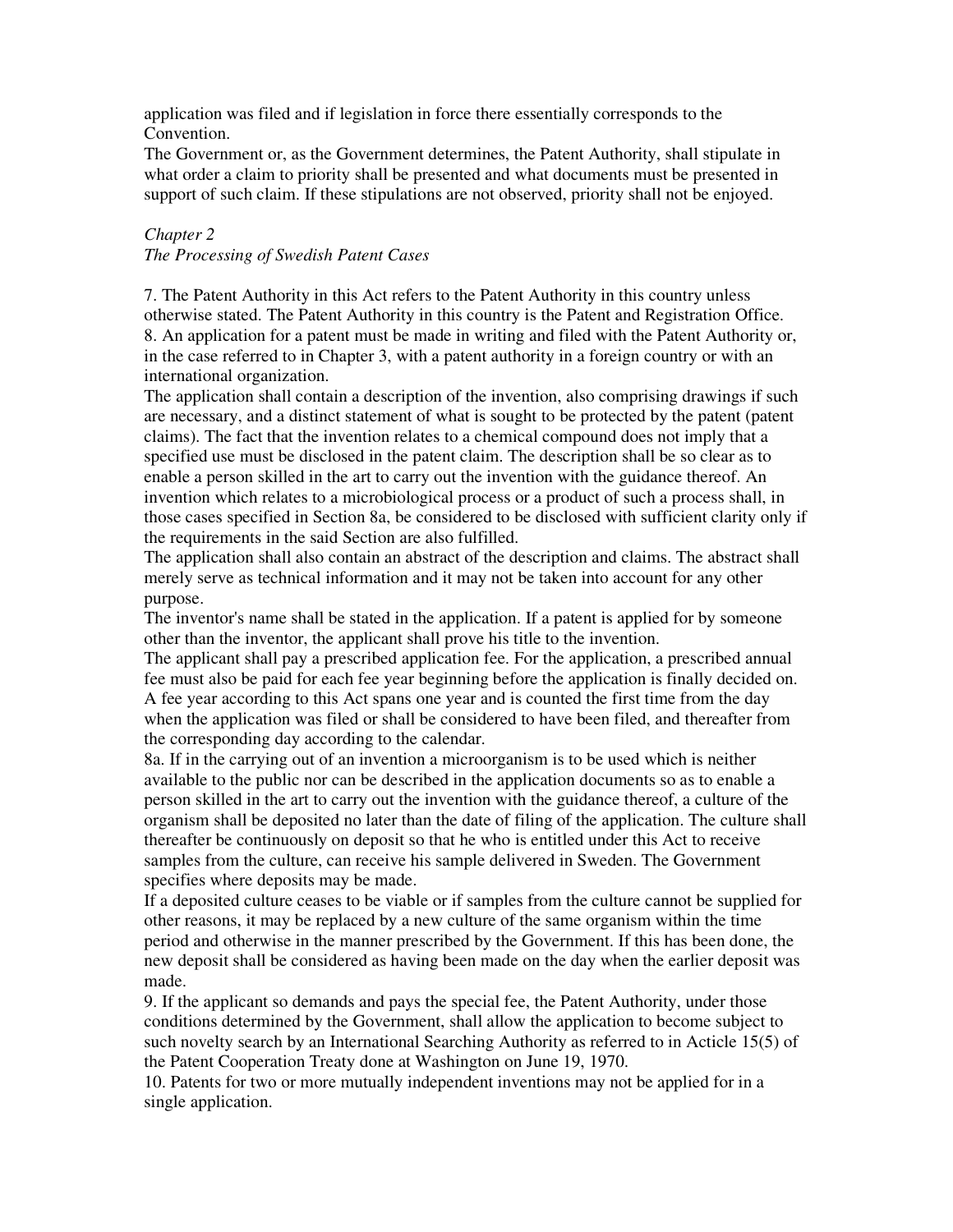application was filed and if legislation in force there essentially corresponds to the Convention.

The Government or, as the Government determines, the Patent Authority, shall stipulate in what order a claim to priority shall be presented and what documents must be presented in support of such claim. If these stipulations are not observed, priority shall not be enjoyed.

*Chapter 2*
*The Processing of Swedish Patent Cases*

7. The Patent Authority in this Act refers to the Patent Authority in this country unless otherwise stated. The Patent Authority in this country is the Patent and Registration Office.

8. An application for a patent must be made in writing and filed with the Patent Authority or, in the case referred to in Chapter 3, with a patent authority in a foreign country or with an international organization.

The application shall contain a description of the invention, also comprising drawings if such are necessary, and a distinct statement of what is sought to be protected by the patent (patent claims). The fact that the invention relates to a chemical compound does not imply that a specified use must be disclosed in the patent claim. The description shall be so clear as to enable a person skilled in the art to carry out the invention with the guidance thereof. An invention which relates to a microbiological process or a product of such a process shall, in those cases specified in Section 8a, be considered to be disclosed with sufficient clarity only if the requirements in the said Section are also fulfilled.

The application shall also contain an abstract of the description and claims. The abstract shall merely serve as technical information and it may not be taken into account for any other purpose.

The inventor's name shall be stated in the application. If a patent is applied for by someone other than the inventor, the applicant shall prove his title to the invention.

The applicant shall pay a prescribed application fee. For the application, a prescribed annual fee must also be paid for each fee year beginning before the application is finally decided on. A fee year according to this Act spans one year and is counted the first time from the day when the application was filed or shall be considered to have been filed, and thereafter from the corresponding day according to the calendar.

8a. If in the carrying out of an invention a microorganism is to be used which is neither available to the public nor can be described in the application documents so as to enable a person skilled in the art to carry out the invention with the guidance thereof, a culture of the organism shall be deposited no later than the date of filing of the application. The culture shall thereafter be continuously on deposit so that he who is entitled under this Act to receive samples from the culture, can receive his sample delivered in Sweden. The Government specifies where deposits may be made.

If a deposited culture ceases to be viable or if samples from the culture cannot be supplied for other reasons, it may be replaced by a new culture of the same organism within the time period and otherwise in the manner prescribed by the Government. If this has been done, the new deposit shall be considered as having been made on the day when the earlier deposit was made.

9. If the applicant so demands and pays the special fee, the Patent Authority, under those conditions determined by the Government, shall allow the application to become subject to such novelty search by an International Searching Authority as referred to in Acticle 15(5) of the Patent Cooperation Treaty done at Washington on June 19, 1970.

10. Patents for two or more mutually independent inventions may not be applied for in a single application.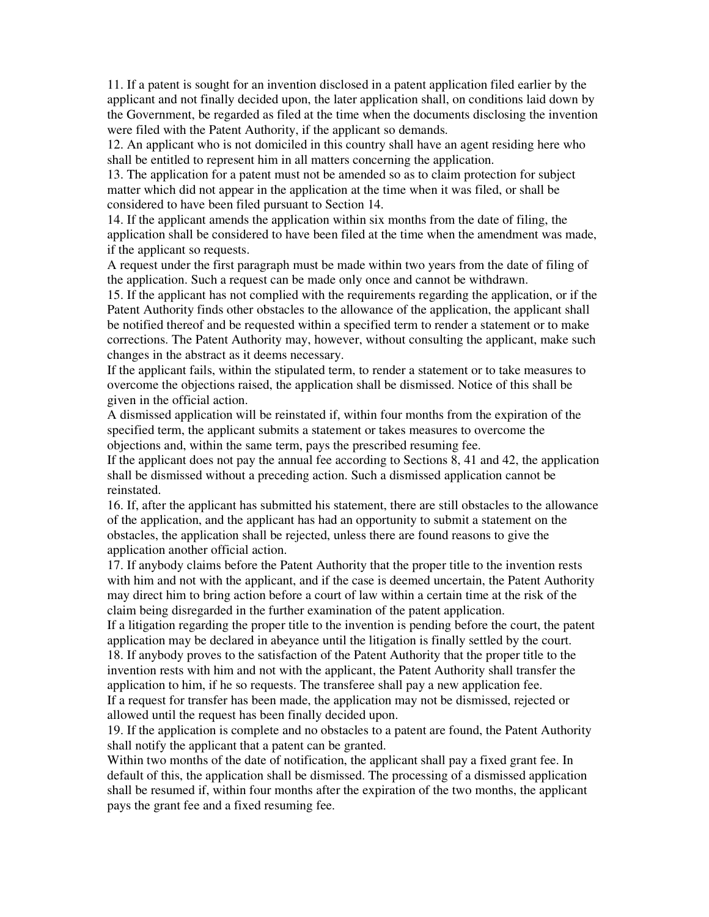11. If a patent is sought for an invention disclosed in a patent application filed earlier by the applicant and not finally decided upon, the later application shall, on conditions laid down by the Government, be regarded as filed at the time when the documents disclosing the invention were filed with the Patent Authority, if the applicant so demands.

12. An applicant who is not domiciled in this country shall have an agent residing here who shall be entitled to represent him in all matters concerning the application.

13. The application for a patent must not be amended so as to claim protection for subject matter which did not appear in the application at the time when it was filed, or shall be considered to have been filed pursuant to Section 14.

14. If the applicant amends the application within six months from the date of filing, the application shall be considered to have been filed at the time when the amendment was made, if the applicant so requests.

A request under the first paragraph must be made within two years from the date of filing of the application. Such a request can be made only once and cannot be withdrawn.

15. If the applicant has not complied with the requirements regarding the application, or if the Patent Authority finds other obstacles to the allowance of the application, the applicant shall be notified thereof and be requested within a specified term to render a statement or to make corrections. The Patent Authority may, however, without consulting the applicant, make such changes in the abstract as it deems necessary.

If the applicant fails, within the stipulated term, to render a statement or to take measures to overcome the objections raised, the application shall be dismissed. Notice of this shall be given in the official action.

A dismissed application will be reinstated if, within four months from the expiration of the specified term, the applicant submits a statement or takes measures to overcome the objections and, within the same term, pays the prescribed resuming fee.

If the applicant does not pay the annual fee according to Sections 8, 41 and 42, the application shall be dismissed without a preceding action. Such a dismissed application cannot be reinstated.

16. If, after the applicant has submitted his statement, there are still obstacles to the allowance of the application, and the applicant has had an opportunity to submit a statement on the obstacles, the application shall be rejected, unless there are found reasons to give the application another official action.

17. If anybody claims before the Patent Authority that the proper title to the invention rests with him and not with the applicant, and if the case is deemed uncertain, the Patent Authority may direct him to bring action before a court of law within a certain time at the risk of the claim being disregarded in the further examination of the patent application.

If a litigation regarding the proper title to the invention is pending before the court, the patent application may be declared in abeyance until the litigation is finally settled by the court.

18. If anybody proves to the satisfaction of the Patent Authority that the proper title to the invention rests with him and not with the applicant, the Patent Authority shall transfer the application to him, if he so requests. The transferee shall pay a new application fee.

If a request for transfer has been made, the application may not be dismissed, rejected or allowed until the request has been finally decided upon.

19. If the application is complete and no obstacles to a patent are found, the Patent Authority shall notify the applicant that a patent can be granted.

Within two months of the date of notification, the applicant shall pay a fixed grant fee. In default of this, the application shall be dismissed. The processing of a dismissed application shall be resumed if, within four months after the expiration of the two months, the applicant pays the grant fee and a fixed resuming fee.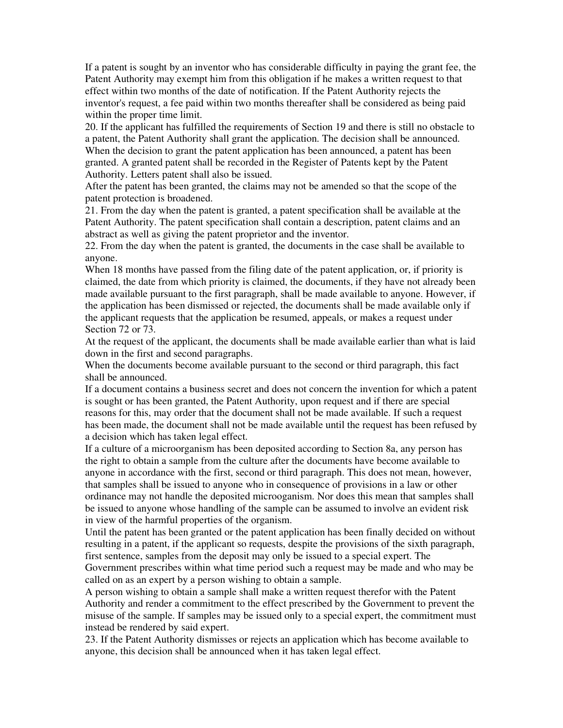If a patent is sought by an inventor who has considerable difficulty in paying the grant fee, the Patent Authority may exempt him from this obligation if he makes a written request to that effect within two months of the date of notification. If the Patent Authority rejects the inventor's request, a fee paid within two months thereafter shall be considered as being paid within the proper time limit.

20. If the applicant has fulfilled the requirements of Section 19 and there is still no obstacle to a patent, the Patent Authority shall grant the application. The decision shall be announced. When the decision to grant the patent application has been announced, a patent has been granted. A granted patent shall be recorded in the Register of Patents kept by the Patent Authority. Letters patent shall also be issued.

After the patent has been granted, the claims may not be amended so that the scope of the patent protection is broadened.

21. From the day when the patent is granted, a patent specification shall be available at the Patent Authority. The patent specification shall contain a description, patent claims and an abstract as well as giving the patent proprietor and the inventor.

22. From the day when the patent is granted, the documents in the case shall be available to anyone.

When 18 months have passed from the filing date of the patent application, or, if priority is claimed, the date from which priority is claimed, the documents, if they have not already been made available pursuant to the first paragraph, shall be made available to anyone. However, if the application has been dismissed or rejected, the documents shall be made available only if the applicant requests that the application be resumed, appeals, or makes a request under Section 72 or 73.

At the request of the applicant, the documents shall be made available earlier than what is laid down in the first and second paragraphs.

When the documents become available pursuant to the second or third paragraph, this fact shall be announced.

If a document contains a business secret and does not concern the invention for which a patent is sought or has been granted, the Patent Authority, upon request and if there are special reasons for this, may order that the document shall not be made available. If such a request has been made, the document shall not be made available until the request has been refused by a decision which has taken legal effect.

If a culture of a microorganism has been deposited according to Section 8a, any person has the right to obtain a sample from the culture after the documents have become available to anyone in accordance with the first, second or third paragraph. This does not mean, however, that samples shall be issued to anyone who in consequence of provisions in a law or other ordinance may not handle the deposited microoganism. Nor does this mean that samples shall be issued to anyone whose handling of the sample can be assumed to involve an evident risk in view of the harmful properties of the organism.

Until the patent has been granted or the patent application has been finally decided on without resulting in a patent, if the applicant so requests, despite the provisions of the sixth paragraph, first sentence, samples from the deposit may only be issued to a special expert. The Government prescribes within what time period such a request may be made and who may be called on as an expert by a person wishing to obtain a sample.

A person wishing to obtain a sample shall make a written request therefor with the Patent Authority and render a commitment to the effect prescribed by the Government to prevent the misuse of the sample. If samples may be issued only to a special expert, the commitment must instead be rendered by said expert.

23. If the Patent Authority dismisses or rejects an application which has become available to anyone, this decision shall be announced when it has taken legal effect.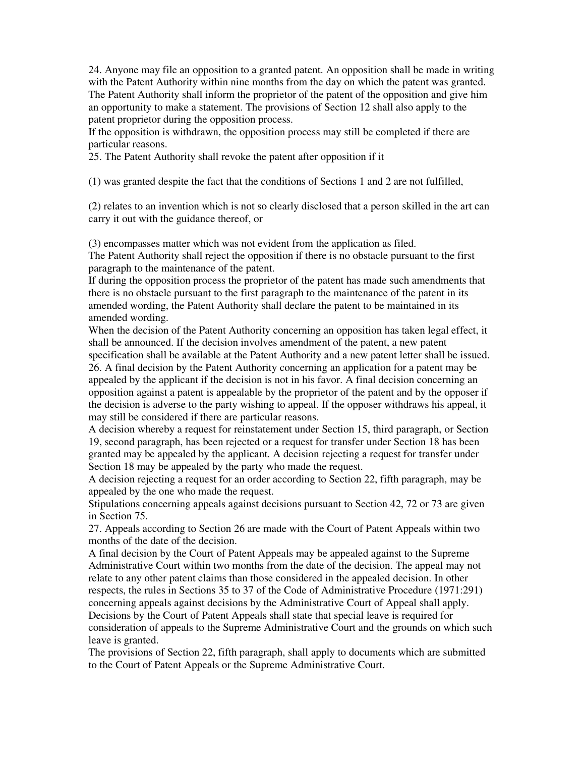24. Anyone may file an opposition to a granted patent. An opposition shall be made in writing with the Patent Authority within nine months from the day on which the patent was granted. The Patent Authority shall inform the proprietor of the patent of the opposition and give him an opportunity to make a statement. The provisions of Section 12 shall also apply to the patent proprietor during the opposition process.

If the opposition is withdrawn, the opposition process may still be completed if there are particular reasons.

25. The Patent Authority shall revoke the patent after opposition if it

(1) was granted despite the fact that the conditions of Sections 1 and 2 are not fulfilled,

(2) relates to an invention which is not so clearly disclosed that a person skilled in the art can carry it out with the guidance thereof, or

(3) encompasses matter which was not evident from the application as filed.

The Patent Authority shall reject the opposition if there is no obstacle pursuant to the first paragraph to the maintenance of the patent.

If during the opposition process the proprietor of the patent has made such amendments that there is no obstacle pursuant to the first paragraph to the maintenance of the patent in its amended wording, the Patent Authority shall declare the patent to be maintained in its amended wording.

When the decision of the Patent Authority concerning an opposition has taken legal effect, it shall be announced. If the decision involves amendment of the patent, a new patent specification shall be available at the Patent Authority and a new patent letter shall be issued.

26. A final decision by the Patent Authority concerning an application for a patent may be appealed by the applicant if the decision is not in his favor. A final decision concerning an opposition against a patent is appealable by the proprietor of the patent and by the opposer if the decision is adverse to the party wishing to appeal. If the opposer withdraws his appeal, it may still be considered if there are particular reasons.

A decision whereby a request for reinstatement under Section 15, third paragraph, or Section 19, second paragraph, has been rejected or a request for transfer under Section 18 has been granted may be appealed by the applicant. A decision rejecting a request for transfer under Section 18 may be appealed by the party who made the request.

A decision rejecting a request for an order according to Section 22, fifth paragraph, may be appealed by the one who made the request.

Stipulations concerning appeals against decisions pursuant to Section 42, 72 or 73 are given in Section 75.

27. Appeals according to Section 26 are made with the Court of Patent Appeals within two months of the date of the decision.

A final decision by the Court of Patent Appeals may be appealed against to the Supreme Administrative Court within two months from the date of the decision. The appeal may not relate to any other patent claims than those considered in the appealed decision. In other respects, the rules in Sections 35 to 37 of the Code of Administrative Procedure (1971:291) concerning appeals against decisions by the Administrative Court of Appeal shall apply.

Decisions by the Court of Patent Appeals shall state that special leave is required for consideration of appeals to the Supreme Administrative Court and the grounds on which such leave is granted.

The provisions of Section 22, fifth paragraph, shall apply to documents which are submitted to the Court of Patent Appeals or the Supreme Administrative Court.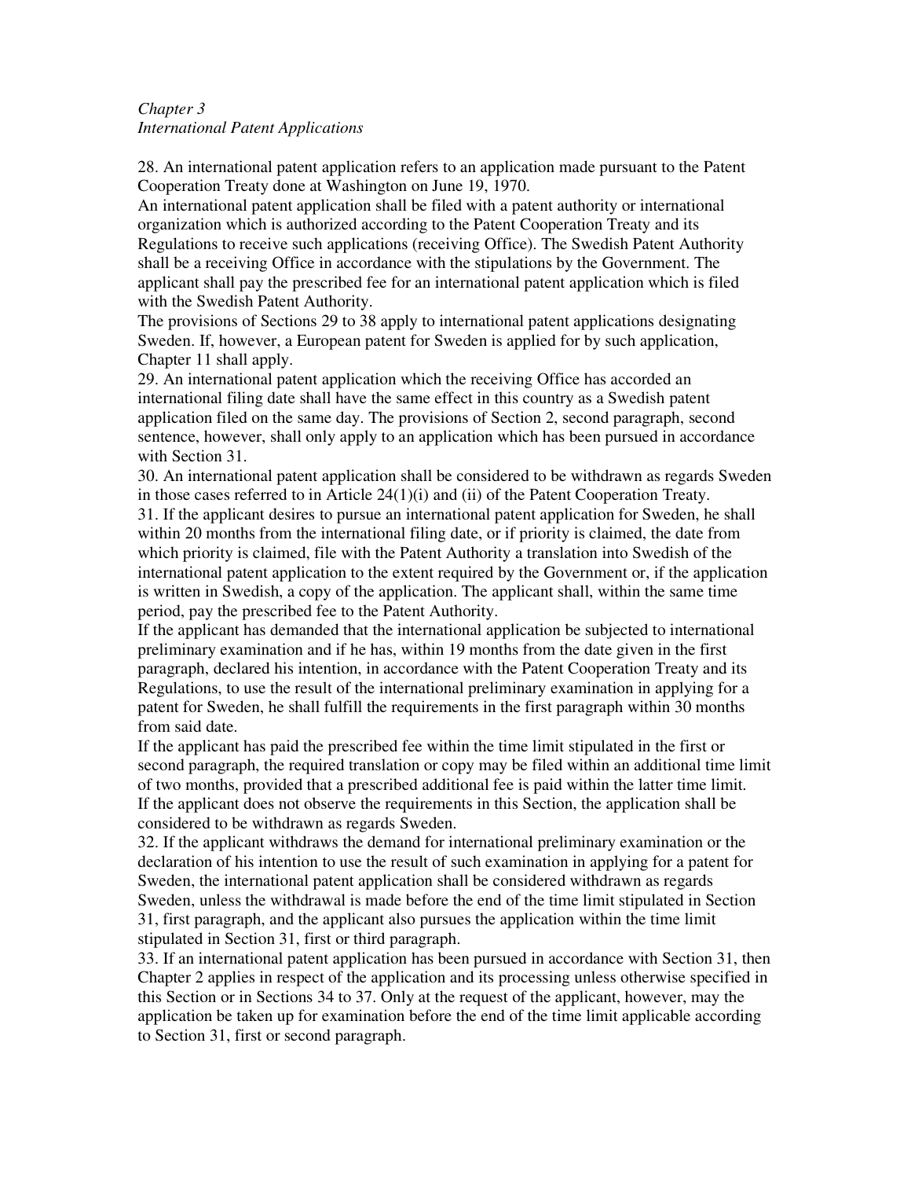*Chapter 3*
*International Patent Applications*

28. An international patent application refers to an application made pursuant to the Patent Cooperation Treaty done at Washington on June 19, 1970.
An international patent application shall be filed with a patent authority or international organization which is authorized according to the Patent Cooperation Treaty and its Regulations to receive such applications (receiving Office). The Swedish Patent Authority shall be a receiving Office in accordance with the stipulations by the Government. The applicant shall pay the prescribed fee for an international patent application which is filed with the Swedish Patent Authority.
The provisions of Sections 29 to 38 apply to international patent applications designating Sweden. If, however, a European patent for Sweden is applied for by such application, Chapter 11 shall apply.
29. An international patent application which the receiving Office has accorded an international filing date shall have the same effect in this country as a Swedish patent application filed on the same day. The provisions of Section 2, second paragraph, second sentence, however, shall only apply to an application which has been pursued in accordance with Section 31.
30. An international patent application shall be considered to be withdrawn as regards Sweden in those cases referred to in Article 24(1)(i) and (ii) of the Patent Cooperation Treaty.
31. If the applicant desires to pursue an international patent application for Sweden, he shall within 20 months from the international filing date, or if priority is claimed, the date from which priority is claimed, file with the Patent Authority a translation into Swedish of the international patent application to the extent required by the Government or, if the application is written in Swedish, a copy of the application. The applicant shall, within the same time period, pay the prescribed fee to the Patent Authority.
If the applicant has demanded that the international application be subjected to international preliminary examination and if he has, within 19 months from the date given in the first paragraph, declared his intention, in accordance with the Patent Cooperation Treaty and its Regulations, to use the result of the international preliminary examination in applying for a patent for Sweden, he shall fulfill the requirements in the first paragraph within 30 months from said date.
If the applicant has paid the prescribed fee within the time limit stipulated in the first or second paragraph, the required translation or copy may be filed within an additional time limit of two months, provided that a prescribed additional fee is paid within the latter time limit.
If the applicant does not observe the requirements in this Section, the application shall be considered to be withdrawn as regards Sweden.
32. If the applicant withdraws the demand for international preliminary examination or the declaration of his intention to use the result of such examination in applying for a patent for Sweden, the international patent application shall be considered withdrawn as regards Sweden, unless the withdrawal is made before the end of the time limit stipulated in Section 31, first paragraph, and the applicant also pursues the application within the time limit stipulated in Section 31, first or third paragraph.
33. If an international patent application has been pursued in accordance with Section 31, then Chapter 2 applies in respect of the application and its processing unless otherwise specified in this Section or in Sections 34 to 37. Only at the request of the applicant, however, may the application be taken up for examination before the end of the time limit applicable according to Section 31, first or second paragraph.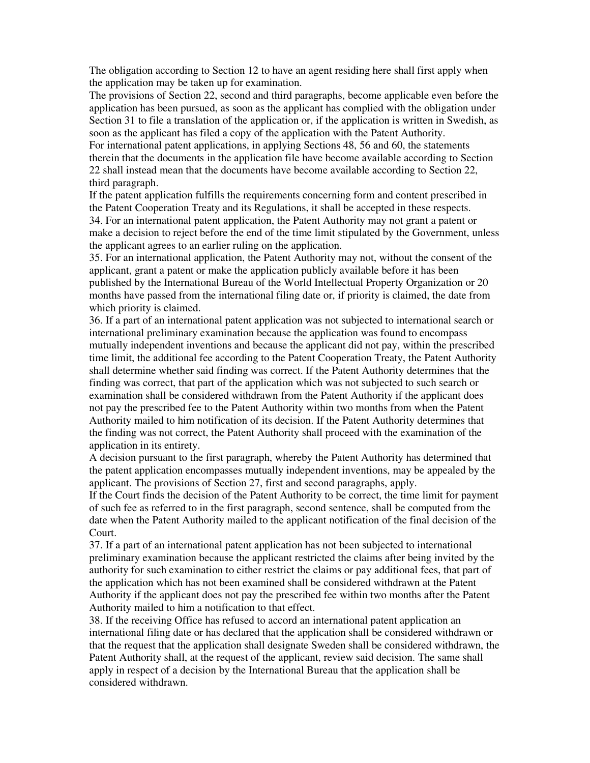The obligation according to Section 12 to have an agent residing here shall first apply when the application may be taken up for examination.

The provisions of Section 22, second and third paragraphs, become applicable even before the application has been pursued, as soon as the applicant has complied with the obligation under Section 31 to file a translation of the application or, if the application is written in Swedish, as soon as the applicant has filed a copy of the application with the Patent Authority.

For international patent applications, in applying Sections 48, 56 and 60, the statements therein that the documents in the application file have become available according to Section 22 shall instead mean that the documents have become available according to Section 22, third paragraph.

If the patent application fulfills the requirements concerning form and content prescribed in the Patent Cooperation Treaty and its Regulations, it shall be accepted in these respects.

34. For an international patent application, the Patent Authority may not grant a patent or make a decision to reject before the end of the time limit stipulated by the Government, unless the applicant agrees to an earlier ruling on the application.

35. For an international application, the Patent Authority may not, without the consent of the applicant, grant a patent or make the application publicly available before it has been published by the International Bureau of the World Intellectual Property Organization or 20 months have passed from the international filing date or, if priority is claimed, the date from which priority is claimed.

36. If a part of an international patent application was not subjected to international search or international preliminary examination because the application was found to encompass mutually independent inventions and because the applicant did not pay, within the prescribed time limit, the additional fee according to the Patent Cooperation Treaty, the Patent Authority shall determine whether said finding was correct. If the Patent Authority determines that the finding was correct, that part of the application which was not subjected to such search or examination shall be considered withdrawn from the Patent Authority if the applicant does not pay the prescribed fee to the Patent Authority within two months from when the Patent Authority mailed to him notification of its decision. If the Patent Authority determines that the finding was not correct, the Patent Authority shall proceed with the examination of the application in its entirety.

A decision pursuant to the first paragraph, whereby the Patent Authority has determined that the patent application encompasses mutually independent inventions, may be appealed by the applicant. The provisions of Section 27, first and second paragraphs, apply.

If the Court finds the decision of the Patent Authority to be correct, the time limit for payment of such fee as referred to in the first paragraph, second sentence, shall be computed from the date when the Patent Authority mailed to the applicant notification of the final decision of the Court.

37. If a part of an international patent application has not been subjected to international preliminary examination because the applicant restricted the claims after being invited by the authority for such examination to either restrict the claims or pay additional fees, that part of the application which has not been examined shall be considered withdrawn at the Patent Authority if the applicant does not pay the prescribed fee within two months after the Patent Authority mailed to him a notification to that effect.

38. If the receiving Office has refused to accord an international patent application an international filing date or has declared that the application shall be considered withdrawn or that the request that the application shall designate Sweden shall be considered withdrawn, the Patent Authority shall, at the request of the applicant, review said decision. The same shall apply in respect of a decision by the International Bureau that the application shall be considered withdrawn.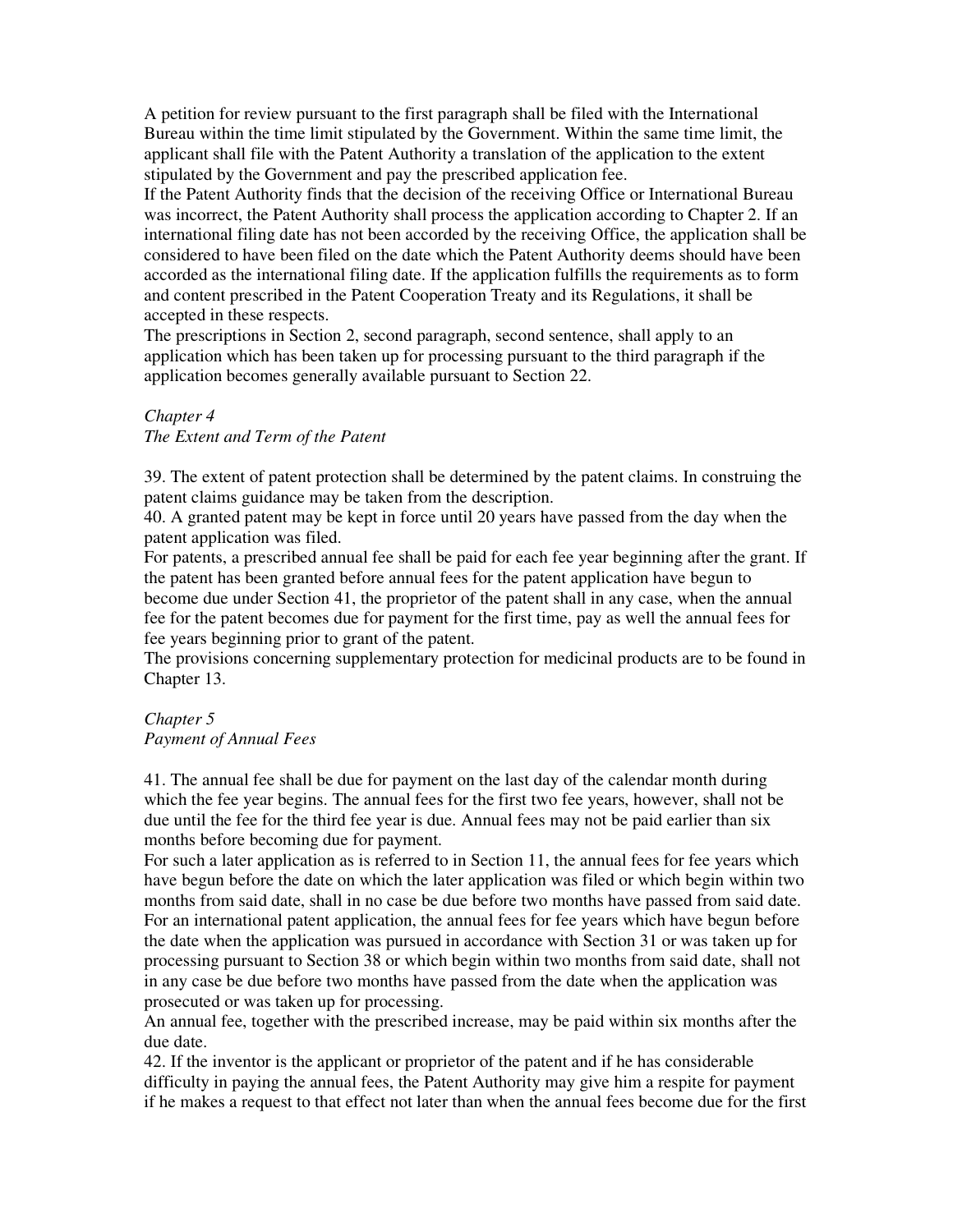A petition for review pursuant to the first paragraph shall be filed with the International Bureau within the time limit stipulated by the Government. Within the same time limit, the applicant shall file with the Patent Authority a translation of the application to the extent stipulated by the Government and pay the prescribed application fee.

If the Patent Authority finds that the decision of the receiving Office or International Bureau was incorrect, the Patent Authority shall process the application according to Chapter 2. If an international filing date has not been accorded by the receiving Office, the application shall be considered to have been filed on the date which the Patent Authority deems should have been accorded as the international filing date. If the application fulfills the requirements as to form and content prescribed in the Patent Cooperation Treaty and its Regulations, it shall be accepted in these respects.

The prescriptions in Section 2, second paragraph, second sentence, shall apply to an application which has been taken up for processing pursuant to the third paragraph if the application becomes generally available pursuant to Section 22.

*Chapter 4*
*The Extent and Term of the Patent*

39. The extent of patent protection shall be determined by the patent claims. In construing the patent claims guidance may be taken from the description.

40. A granted patent may be kept in force until 20 years have passed from the day when the patent application was filed.

For patents, a prescribed annual fee shall be paid for each fee year beginning after the grant. If the patent has been granted before annual fees for the patent application have begun to become due under Section 41, the proprietor of the patent shall in any case, when the annual fee for the patent becomes due for payment for the first time, pay as well the annual fees for fee years beginning prior to grant of the patent.

The provisions concerning supplementary protection for medicinal products are to be found in Chapter 13.

*Chapter 5*
*Payment of Annual Fees*

41. The annual fee shall be due for payment on the last day of the calendar month during which the fee year begins. The annual fees for the first two fee years, however, shall not be due until the fee for the third fee year is due. Annual fees may not be paid earlier than six months before becoming due for payment.

For such a later application as is referred to in Section 11, the annual fees for fee years which have begun before the date on which the later application was filed or which begin within two months from said date, shall in no case be due before two months have passed from said date.

For an international patent application, the annual fees for fee years which have begun before the date when the application was pursued in accordance with Section 31 or was taken up for processing pursuant to Section 38 or which begin within two months from said date, shall not in any case be due before two months have passed from the date when the application was prosecuted or was taken up for processing.

An annual fee, together with the prescribed increase, may be paid within six months after the due date.

42. If the inventor is the applicant or proprietor of the patent and if he has considerable difficulty in paying the annual fees, the Patent Authority may give him a respite for payment if he makes a request to that effect not later than when the annual fees become due for the first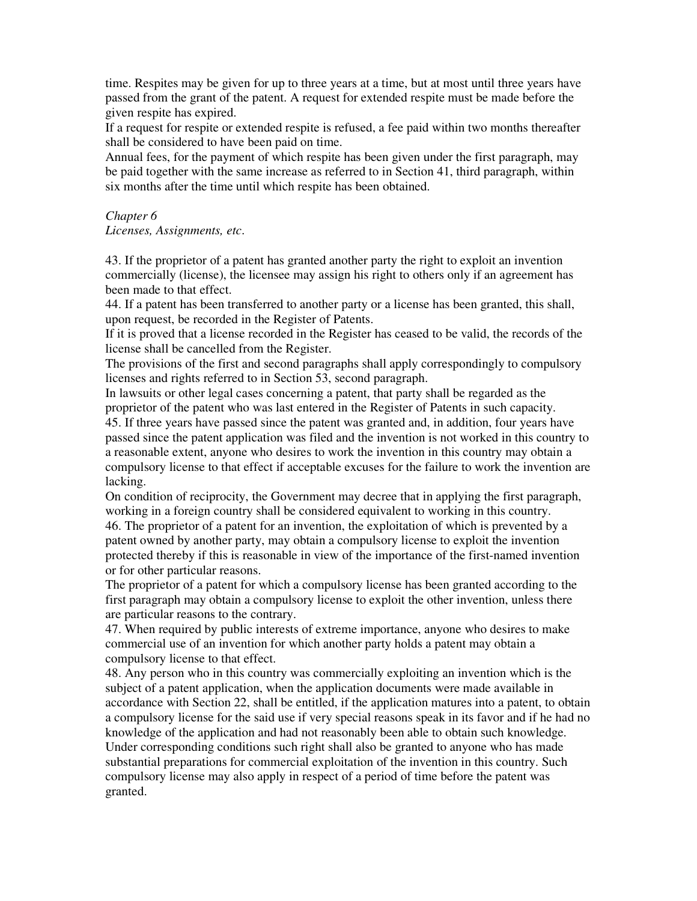time. Respites may be given for up to three years at a time, but at most until three years have passed from the grant of the patent. A request for extended respite must be made before the given respite has expired.

If a request for respite or extended respite is refused, a fee paid within two months thereafter shall be considered to have been paid on time.

Annual fees, for the payment of which respite has been given under the first paragraph, may be paid together with the same increase as referred to in Section 41, third paragraph, within six months after the time until which respite has been obtained.

*Chapter 6*
*Licenses, Assignments, etc.*

43. If the proprietor of a patent has granted another party the right to exploit an invention commercially (license), the licensee may assign his right to others only if an agreement has been made to that effect.

44. If a patent has been transferred to another party or a license has been granted, this shall, upon request, be recorded in the Register of Patents.

If it is proved that a license recorded in the Register has ceased to be valid, the records of the license shall be cancelled from the Register.

The provisions of the first and second paragraphs shall apply correspondingly to compulsory licenses and rights referred to in Section 53, second paragraph.

In lawsuits or other legal cases concerning a patent, that party shall be regarded as the proprietor of the patent who was last entered in the Register of Patents in such capacity.

45. If three years have passed since the patent was granted and, in addition, four years have passed since the patent application was filed and the invention is not worked in this country to a reasonable extent, anyone who desires to work the invention in this country may obtain a compulsory license to that effect if acceptable excuses for the failure to work the invention are lacking.

On condition of reciprocity, the Government may decree that in applying the first paragraph, working in a foreign country shall be considered equivalent to working in this country.

46. The proprietor of a patent for an invention, the exploitation of which is prevented by a patent owned by another party, may obtain a compulsory license to exploit the invention protected thereby if this is reasonable in view of the importance of the first-named invention or for other particular reasons.

The proprietor of a patent for which a compulsory license has been granted according to the first paragraph may obtain a compulsory license to exploit the other invention, unless there are particular reasons to the contrary.

47. When required by public interests of extreme importance, anyone who desires to make commercial use of an invention for which another party holds a patent may obtain a compulsory license to that effect.

48. Any person who in this country was commercially exploiting an invention which is the subject of a patent application, when the application documents were made available in accordance with Section 22, shall be entitled, if the application matures into a patent, to obtain a compulsory license for the said use if very special reasons speak in its favor and if he had no knowledge of the application and had not reasonably been able to obtain such knowledge. Under corresponding conditions such right shall also be granted to anyone who has made substantial preparations for commercial exploitation of the invention in this country. Such compulsory license may also apply in respect of a period of time before the patent was granted.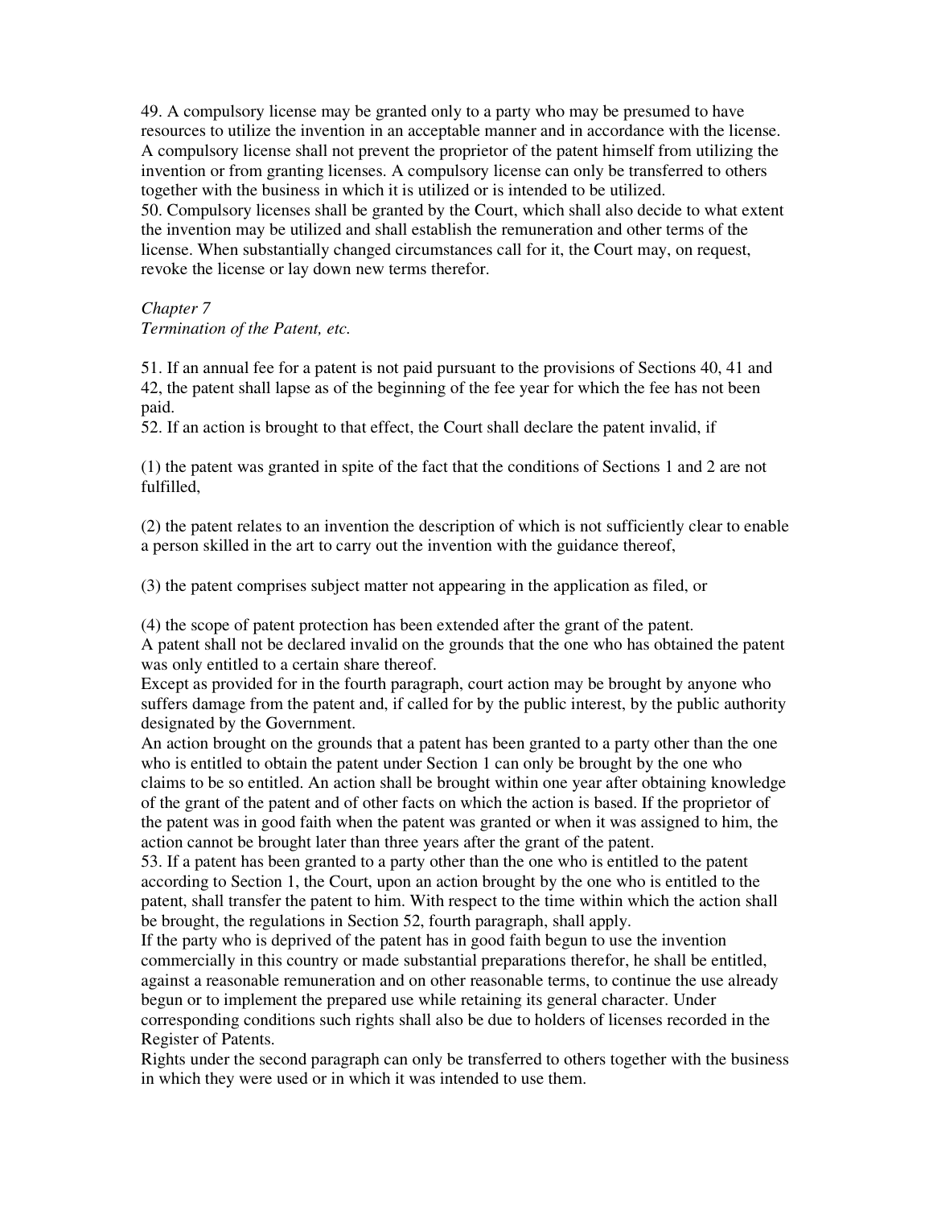49. A compulsory license may be granted only to a party who may be presumed to have resources to utilize the invention in an acceptable manner and in accordance with the license. A compulsory license shall not prevent the proprietor of the patent himself from utilizing the invention or from granting licenses. A compulsory license can only be transferred to others together with the business in which it is utilized or is intended to be utilized.

50. Compulsory licenses shall be granted by the Court, which shall also decide to what extent the invention may be utilized and shall establish the remuneration and other terms of the license. When substantially changed circumstances call for it, the Court may, on request, revoke the license or lay down new terms therefor.

*Chapter 7*
*Termination of the Patent, etc.*

51. If an annual fee for a patent is not paid pursuant to the provisions of Sections 40, 41 and 42, the patent shall lapse as of the beginning of the fee year for which the fee has not been paid.

52. If an action is brought to that effect, the Court shall declare the patent invalid, if

(1) the patent was granted in spite of the fact that the conditions of Sections 1 and 2 are not fulfilled,

(2) the patent relates to an invention the description of which is not sufficiently clear to enable a person skilled in the art to carry out the invention with the guidance thereof,

(3) the patent comprises subject matter not appearing in the application as filed, or

(4) the scope of patent protection has been extended after the grant of the patent.

A patent shall not be declared invalid on the grounds that the one who has obtained the patent was only entitled to a certain share thereof.

Except as provided for in the fourth paragraph, court action may be brought by anyone who suffers damage from the patent and, if called for by the public interest, by the public authority designated by the Government.

An action brought on the grounds that a patent has been granted to a party other than the one who is entitled to obtain the patent under Section 1 can only be brought by the one who claims to be so entitled. An action shall be brought within one year after obtaining knowledge of the grant of the patent and of other facts on which the action is based. If the proprietor of the patent was in good faith when the patent was granted or when it was assigned to him, the action cannot be brought later than three years after the grant of the patent.

53. If a patent has been granted to a party other than the one who is entitled to the patent according to Section 1, the Court, upon an action brought by the one who is entitled to the patent, shall transfer the patent to him. With respect to the time within which the action shall be brought, the regulations in Section 52, fourth paragraph, shall apply.

If the party who is deprived of the patent has in good faith begun to use the invention commercially in this country or made substantial preparations therefor, he shall be entitled, against a reasonable remuneration and on other reasonable terms, to continue the use already begun or to implement the prepared use while retaining its general character. Under corresponding conditions such rights shall also be due to holders of licenses recorded in the Register of Patents.

Rights under the second paragraph can only be transferred to others together with the business in which they were used or in which it was intended to use them.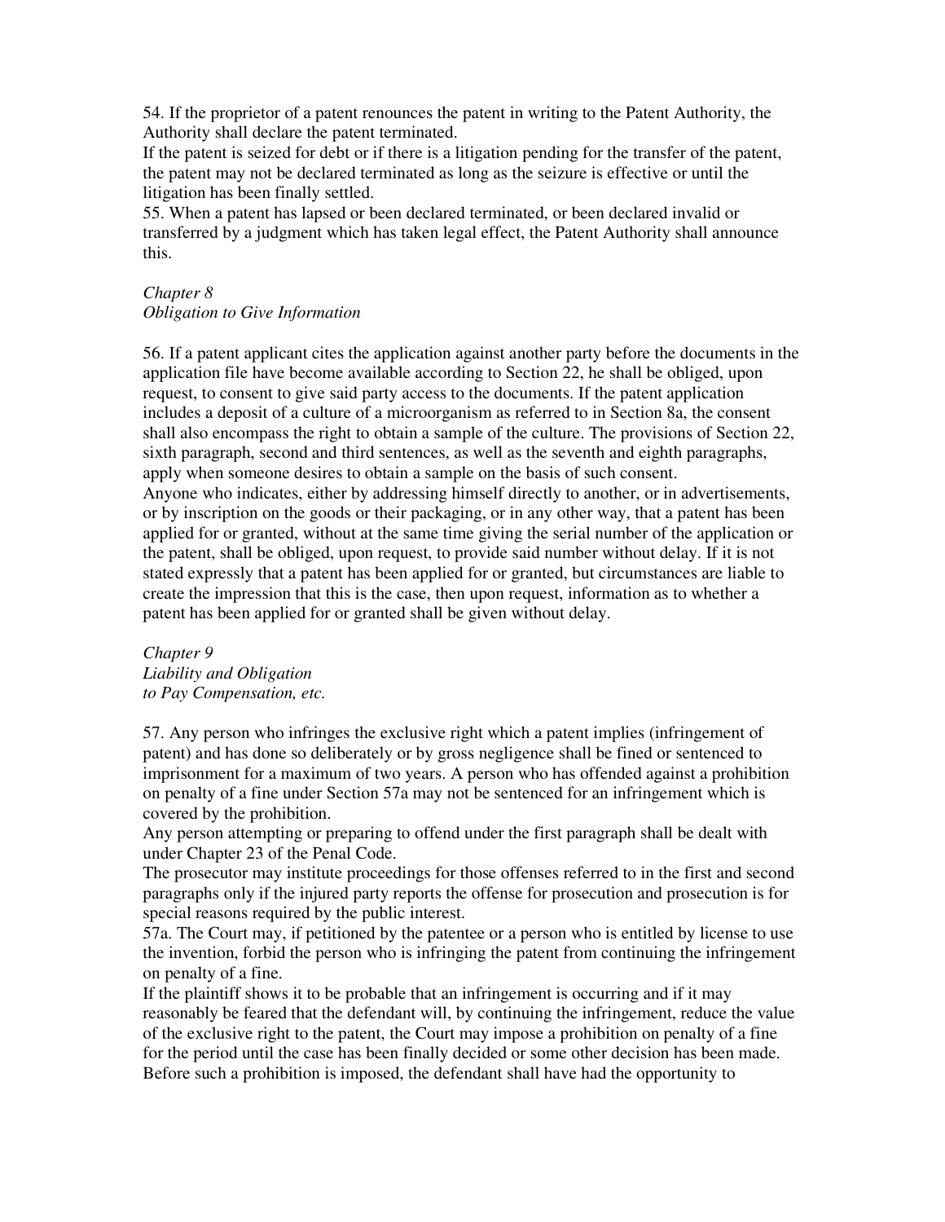54. If the proprietor of a patent renounces the patent in writing to the Patent Authority, the Authority shall declare the patent terminated.

If the patent is seized for debt or if there is a litigation pending for the transfer of the patent, the patent may not be declared terminated as long as the seizure is effective or until the litigation has been finally settled.

55. When a patent has lapsed or been declared terminated, or been declared invalid or transferred by a judgment which has taken legal effect, the Patent Authority shall announce this.

*Chapter 8*
*Obligation to Give Information*

56. If a patent applicant cites the application against another party before the documents in the application file have become available according to Section 22, he shall be obliged, upon request, to consent to give said party access to the documents. If the patent application includes a deposit of a culture of a microorganism as referred to in Section 8a, the consent shall also encompass the right to obtain a sample of the culture. The provisions of Section 22, sixth paragraph, second and third sentences, as well as the seventh and eighth paragraphs, apply when someone desires to obtain a sample on the basis of such consent.

Anyone who indicates, either by addressing himself directly to another, or in advertisements, or by inscription on the goods or their packaging, or in any other way, that a patent has been applied for or granted, without at the same time giving the serial number of the application or the patent, shall be obliged, upon request, to provide said number without delay. If it is not stated expressly that a patent has been applied for or granted, but circumstances are liable to create the impression that this is the case, then upon request, information as to whether a patent has been applied for or granted shall be given without delay.

*Chapter 9*
*Liability and Obligation*
*to Pay Compensation, etc.*

57. Any person who infringes the exclusive right which a patent implies (infringement of patent) and has done so deliberately or by gross negligence shall be fined or sentenced to imprisonment for a maximum of two years. A person who has offended against a prohibition on penalty of a fine under Section 57a may not be sentenced for an infringement which is covered by the prohibition.

Any person attempting or preparing to offend under the first paragraph shall be dealt with under Chapter 23 of the Penal Code.

The prosecutor may institute proceedings for those offenses referred to in the first and second paragraphs only if the injured party reports the offense for prosecution and prosecution is for special reasons required by the public interest.

57a. The Court may, if petitioned by the patentee or a person who is entitled by license to use the invention, forbid the person who is infringing the patent from continuing the infringement on penalty of a fine.

If the plaintiff shows it to be probable that an infringement is occurring and if it may reasonably be feared that the defendant will, by continuing the infringement, reduce the value of the exclusive right to the patent, the Court may impose a prohibition on penalty of a fine for the period until the case has been finally decided or some other decision has been made. Before such a prohibition is imposed, the defendant shall have had the opportunity to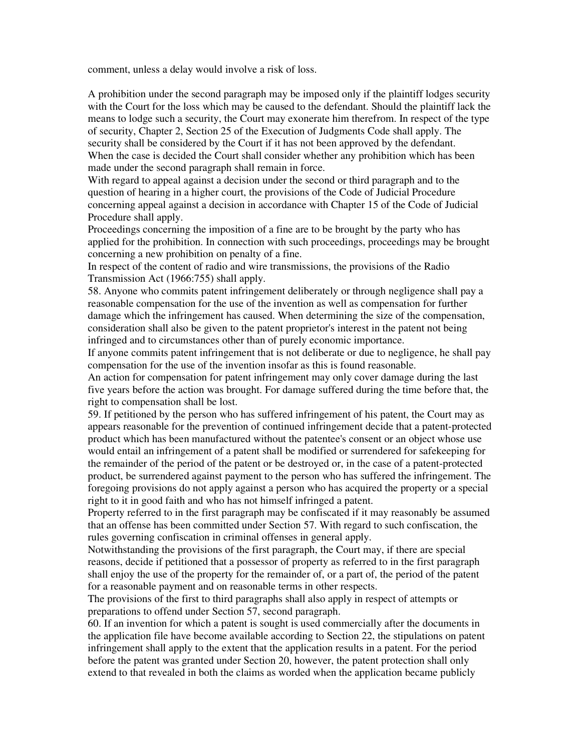comment, unless a delay would involve a risk of loss.

A prohibition under the second paragraph may be imposed only if the plaintiff lodges security with the Court for the loss which may be caused to the defendant. Should the plaintiff lack the means to lodge such a security, the Court may exonerate him therefrom. In respect of the type of security, Chapter 2, Section 25 of the Execution of Judgments Code shall apply. The security shall be considered by the Court if it has not been approved by the defendant.

When the case is decided the Court shall consider whether any prohibition which has been made under the second paragraph shall remain in force.

With regard to appeal against a decision under the second or third paragraph and to the question of hearing in a higher court, the provisions of the Code of Judicial Procedure concerning appeal against a decision in accordance with Chapter 15 of the Code of Judicial Procedure shall apply.

Proceedings concerning the imposition of a fine are to be brought by the party who has applied for the prohibition. In connection with such proceedings, proceedings may be brought concerning a new prohibition on penalty of a fine.

In respect of the content of radio and wire transmissions, the provisions of the Radio Transmission Act (1966:755) shall apply.

58. Anyone who commits patent infringement deliberately or through negligence shall pay a reasonable compensation for the use of the invention as well as compensation for further damage which the infringement has caused. When determining the size of the compensation, consideration shall also be given to the patent proprietor's interest in the patent not being infringed and to circumstances other than of purely economic importance.

If anyone commits patent infringement that is not deliberate or due to negligence, he shall pay compensation for the use of the invention insofar as this is found reasonable.

An action for compensation for patent infringement may only cover damage during the last five years before the action was brought. For damage suffered during the time before that, the right to compensation shall be lost.

59. If petitioned by the person who has suffered infringement of his patent, the Court may as appears reasonable for the prevention of continued infringement decide that a patent-protected product which has been manufactured without the patentee's consent or an object whose use would entail an infringement of a patent shall be modified or surrendered for safekeeping for the remainder of the period of the patent or be destroyed or, in the case of a patent-protected product, be surrendered against payment to the person who has suffered the infringement. The foregoing provisions do not apply against a person who has acquired the property or a special right to it in good faith and who has not himself infringed a patent.

Property referred to in the first paragraph may be confiscated if it may reasonably be assumed that an offense has been committed under Section 57. With regard to such confiscation, the rules governing confiscation in criminal offenses in general apply.

Notwithstanding the provisions of the first paragraph, the Court may, if there are special reasons, decide if petitioned that a possessor of property as referred to in the first paragraph shall enjoy the use of the property for the remainder of, or a part of, the period of the patent for a reasonable payment and on reasonable terms in other respects.

The provisions of the first to third paragraphs shall also apply in respect of attempts or preparations to offend under Section 57, second paragraph.

60. If an invention for which a patent is sought is used commercially after the documents in the application file have become available according to Section 22, the stipulations on patent infringement shall apply to the extent that the application results in a patent. For the period before the patent was granted under Section 20, however, the patent protection shall only extend to that revealed in both the claims as worded when the application became publicly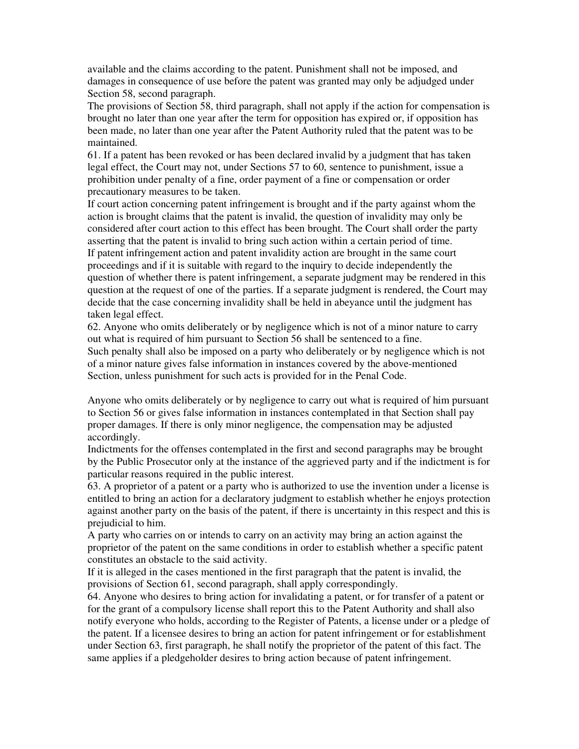available and the claims according to the patent. Punishment shall not be imposed, and damages in consequence of use before the patent was granted may only be adjudged under Section 58, second paragraph.

The provisions of Section 58, third paragraph, shall not apply if the action for compensation is brought no later than one year after the term for opposition has expired or, if opposition has been made, no later than one year after the Patent Authority ruled that the patent was to be maintained.

61. If a patent has been revoked or has been declared invalid by a judgment that has taken legal effect, the Court may not, under Sections 57 to 60, sentence to punishment, issue a prohibition under penalty of a fine, order payment of a fine or compensation or order precautionary measures to be taken.

If court action concerning patent infringement is brought and if the party against whom the action is brought claims that the patent is invalid, the question of invalidity may only be considered after court action to this effect has been brought. The Court shall order the party asserting that the patent is invalid to bring such action within a certain period of time.

If patent infringement action and patent invalidity action are brought in the same court proceedings and if it is suitable with regard to the inquiry to decide independently the question of whether there is patent infringement, a separate judgment may be rendered in this question at the request of one of the parties. If a separate judgment is rendered, the Court may decide that the case concerning invalidity shall be held in abeyance until the judgment has taken legal effect.

62. Anyone who omits deliberately or by negligence which is not of a minor nature to carry out what is required of him pursuant to Section 56 shall be sentenced to a fine.

Such penalty shall also be imposed on a party who deliberately or by negligence which is not of a minor nature gives false information in instances covered by the above-mentioned Section, unless punishment for such acts is provided for in the Penal Code.

Anyone who omits deliberately or by negligence to carry out what is required of him pursuant to Section 56 or gives false information in instances contemplated in that Section shall pay proper damages. If there is only minor negligence, the compensation may be adjusted accordingly.

Indictments for the offenses contemplated in the first and second paragraphs may be brought by the Public Prosecutor only at the instance of the aggrieved party and if the indictment is for particular reasons required in the public interest.

63. A proprietor of a patent or a party who is authorized to use the invention under a license is entitled to bring an action for a declaratory judgment to establish whether he enjoys protection against another party on the basis of the patent, if there is uncertainty in this respect and this is prejudicial to him.

A party who carries on or intends to carry on an activity may bring an action against the proprietor of the patent on the same conditions in order to establish whether a specific patent constitutes an obstacle to the said activity.

If it is alleged in the cases mentioned in the first paragraph that the patent is invalid, the provisions of Section 61, second paragraph, shall apply correspondingly.

64. Anyone who desires to bring action for invalidating a patent, or for transfer of a patent or for the grant of a compulsory license shall report this to the Patent Authority and shall also notify everyone who holds, according to the Register of Patents, a license under or a pledge of the patent. If a licensee desires to bring an action for patent infringement or for establishment under Section 63, first paragraph, he shall notify the proprietor of the patent of this fact. The same applies if a pledgeholder desires to bring action because of patent infringement.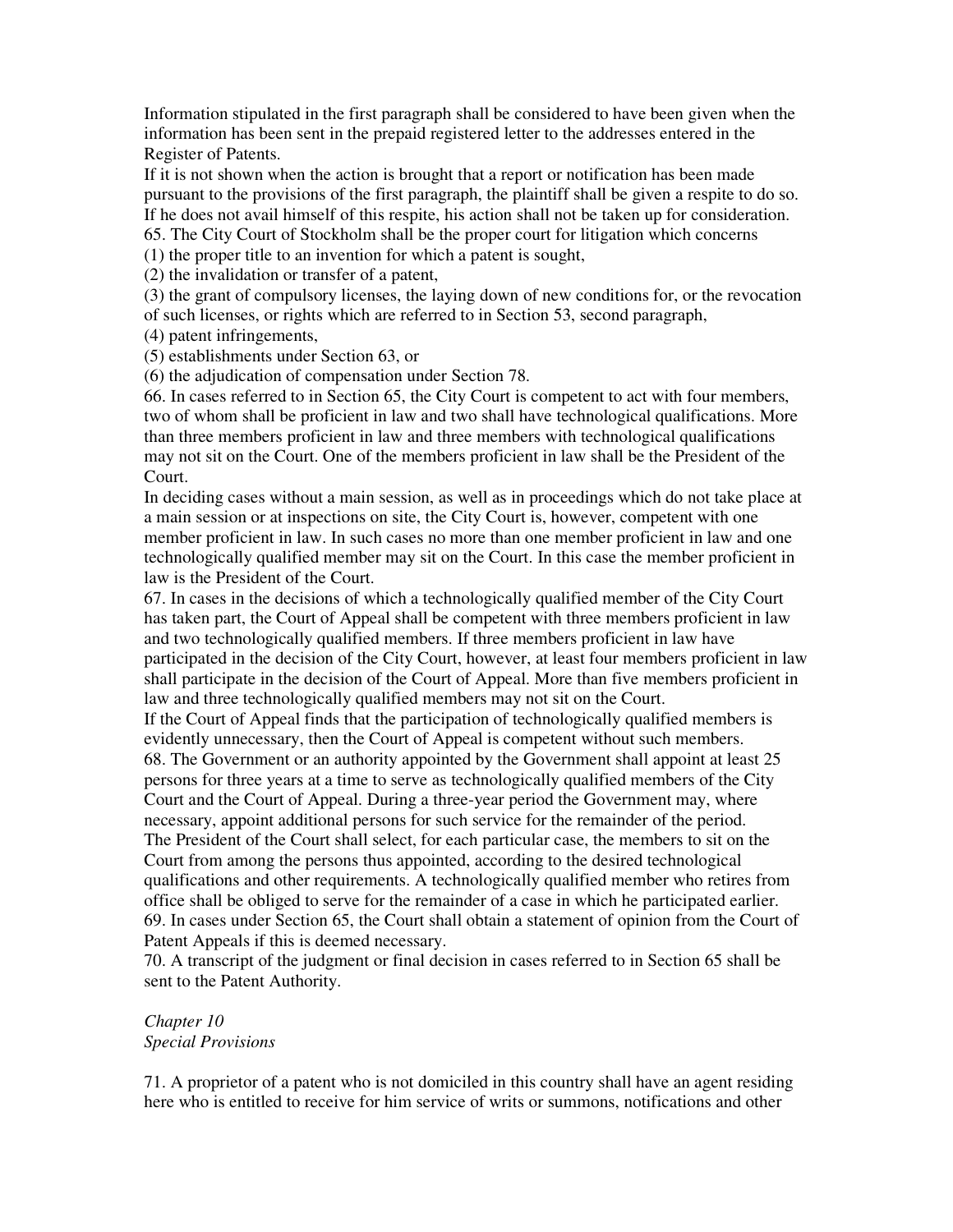Information stipulated in the first paragraph shall be considered to have been given when the information has been sent in the prepaid registered letter to the addresses entered in the Register of Patents.

If it is not shown when the action is brought that a report or notification has been made pursuant to the provisions of the first paragraph, the plaintiff shall be given a respite to do so. If he does not avail himself of this respite, his action shall not be taken up for consideration.

65. The City Court of Stockholm shall be the proper court for litigation which concerns

(1) the proper title to an invention for which a patent is sought,

(2) the invalidation or transfer of a patent,

(3) the grant of compulsory licenses, the laying down of new conditions for, or the revocation of such licenses, or rights which are referred to in Section 53, second paragraph,

(4) patent infringements,

(5) establishments under Section 63, or

(6) the adjudication of compensation under Section 78.

66. In cases referred to in Section 65, the City Court is competent to act with four members, two of whom shall be proficient in law and two shall have technological qualifications. More than three members proficient in law and three members with technological qualifications may not sit on the Court. One of the members proficient in law shall be the President of the Court.

In deciding cases without a main session, as well as in proceedings which do not take place at a main session or at inspections on site, the City Court is, however, competent with one member proficient in law. In such cases no more than one member proficient in law and one technologically qualified member may sit on the Court. In this case the member proficient in law is the President of the Court.

67. In cases in the decisions of which a technologically qualified member of the City Court has taken part, the Court of Appeal shall be competent with three members proficient in law and two technologically qualified members. If three members proficient in law have participated in the decision of the City Court, however, at least four members proficient in law shall participate in the decision of the Court of Appeal. More than five members proficient in law and three technologically qualified members may not sit on the Court.

If the Court of Appeal finds that the participation of technologically qualified members is evidently unnecessary, then the Court of Appeal is competent without such members.

68. The Government or an authority appointed by the Government shall appoint at least 25 persons for three years at a time to serve as technologically qualified members of the City Court and the Court of Appeal. During a three-year period the Government may, where necessary, appoint additional persons for such service for the remainder of the period.

The President of the Court shall select, for each particular case, the members to sit on the Court from among the persons thus appointed, according to the desired technological qualifications and other requirements. A technologically qualified member who retires from office shall be obliged to serve for the remainder of a case in which he participated earlier.

69. In cases under Section 65, the Court shall obtain a statement of opinion from the Court of Patent Appeals if this is deemed necessary.

70. A transcript of the judgment or final decision in cases referred to in Section 65 shall be sent to the Patent Authority.

*Chapter 10*
*Special Provisions*

71. A proprietor of a patent who is not domiciled in this country shall have an agent residing here who is entitled to receive for him service of writs or summons, notifications and other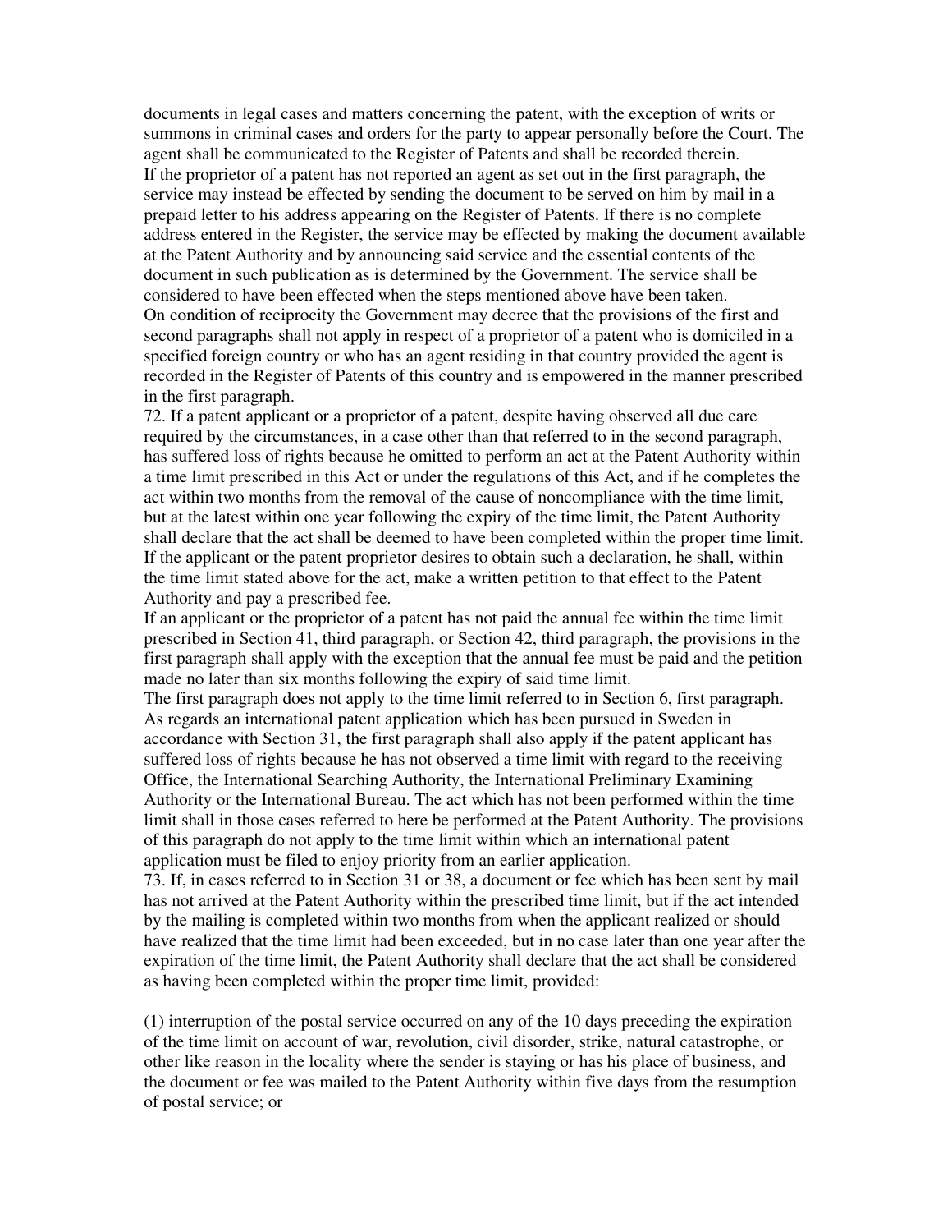documents in legal cases and matters concerning the patent, with the exception of writs or summons in criminal cases and orders for the party to appear personally before the Court. The agent shall be communicated to the Register of Patents and shall be recorded therein.

If the proprietor of a patent has not reported an agent as set out in the first paragraph, the service may instead be effected by sending the document to be served on him by mail in a prepaid letter to his address appearing on the Register of Patents. If there is no complete address entered in the Register, the service may be effected by making the document available at the Patent Authority and by announcing said service and the essential contents of the document in such publication as is determined by the Government. The service shall be considered to have been effected when the steps mentioned above have been taken.

On condition of reciprocity the Government may decree that the provisions of the first and second paragraphs shall not apply in respect of a proprietor of a patent who is domiciled in a specified foreign country or who has an agent residing in that country provided the agent is recorded in the Register of Patents of this country and is empowered in the manner prescribed in the first paragraph.

72. If a patent applicant or a proprietor of a patent, despite having observed all due care required by the circumstances, in a case other than that referred to in the second paragraph, has suffered loss of rights because he omitted to perform an act at the Patent Authority within a time limit prescribed in this Act or under the regulations of this Act, and if he completes the act within two months from the removal of the cause of noncompliance with the time limit, but at the latest within one year following the expiry of the time limit, the Patent Authority shall declare that the act shall be deemed to have been completed within the proper time limit. If the applicant or the patent proprietor desires to obtain such a declaration, he shall, within the time limit stated above for the act, make a written petition to that effect to the Patent Authority and pay a prescribed fee.

If an applicant or the proprietor of a patent has not paid the annual fee within the time limit prescribed in Section 41, third paragraph, or Section 42, third paragraph, the provisions in the first paragraph shall apply with the exception that the annual fee must be paid and the petition made no later than six months following the expiry of said time limit.

The first paragraph does not apply to the time limit referred to in Section 6, first paragraph.

As regards an international patent application which has been pursued in Sweden in accordance with Section 31, the first paragraph shall also apply if the patent applicant has suffered loss of rights because he has not observed a time limit with regard to the receiving Office, the International Searching Authority, the International Preliminary Examining Authority or the International Bureau. The act which has not been performed within the time limit shall in those cases referred to here be performed at the Patent Authority. The provisions of this paragraph do not apply to the time limit within which an international patent application must be filed to enjoy priority from an earlier application.

73. If, in cases referred to in Section 31 or 38, a document or fee which has been sent by mail has not arrived at the Patent Authority within the prescribed time limit, but if the act intended by the mailing is completed within two months from when the applicant realized or should have realized that the time limit had been exceeded, but in no case later than one year after the expiration of the time limit, the Patent Authority shall declare that the act shall be considered as having been completed within the proper time limit, provided:

(1) interruption of the postal service occurred on any of the 10 days preceding the expiration of the time limit on account of war, revolution, civil disorder, strike, natural catastrophe, or other like reason in the locality where the sender is staying or has his place of business, and the document or fee was mailed to the Patent Authority within five days from the resumption of postal service; or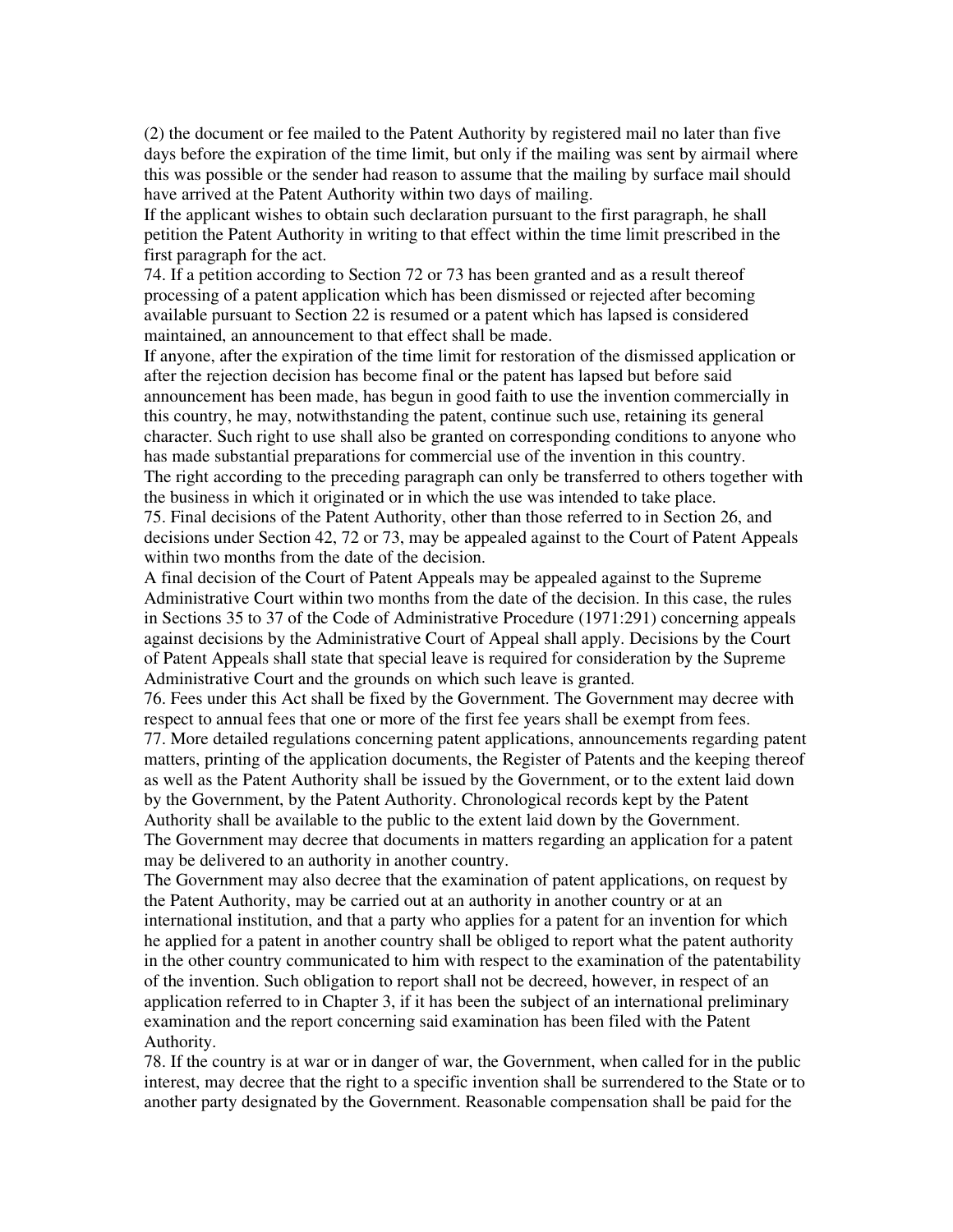(2) the document or fee mailed to the Patent Authority by registered mail no later than five days before the expiration of the time limit, but only if the mailing was sent by airmail where this was possible or the sender had reason to assume that the mailing by surface mail should have arrived at the Patent Authority within two days of mailing.

If the applicant wishes to obtain such declaration pursuant to the first paragraph, he shall petition the Patent Authority in writing to that effect within the time limit prescribed in the first paragraph for the act.

74. If a petition according to Section 72 or 73 has been granted and as a result thereof processing of a patent application which has been dismissed or rejected after becoming available pursuant to Section 22 is resumed or a patent which has lapsed is considered maintained, an announcement to that effect shall be made.

If anyone, after the expiration of the time limit for restoration of the dismissed application or after the rejection decision has become final or the patent has lapsed but before said announcement has been made, has begun in good faith to use the invention commercially in this country, he may, notwithstanding the patent, continue such use, retaining its general character. Such right to use shall also be granted on corresponding conditions to anyone who has made substantial preparations for commercial use of the invention in this country.

The right according to the preceding paragraph can only be transferred to others together with the business in which it originated or in which the use was intended to take place.

75. Final decisions of the Patent Authority, other than those referred to in Section 26, and decisions under Section 42, 72 or 73, may be appealed against to the Court of Patent Appeals within two months from the date of the decision.

A final decision of the Court of Patent Appeals may be appealed against to the Supreme Administrative Court within two months from the date of the decision. In this case, the rules in Sections 35 to 37 of the Code of Administrative Procedure (1971:291) concerning appeals against decisions by the Administrative Court of Appeal shall apply. Decisions by the Court of Patent Appeals shall state that special leave is required for consideration by the Supreme Administrative Court and the grounds on which such leave is granted.

76. Fees under this Act shall be fixed by the Government. The Government may decree with respect to annual fees that one or more of the first fee years shall be exempt from fees.

77. More detailed regulations concerning patent applications, announcements regarding patent matters, printing of the application documents, the Register of Patents and the keeping thereof as well as the Patent Authority shall be issued by the Government, or to the extent laid down by the Government, by the Patent Authority. Chronological records kept by the Patent Authority shall be available to the public to the extent laid down by the Government.

The Government may decree that documents in matters regarding an application for a patent may be delivered to an authority in another country.

The Government may also decree that the examination of patent applications, on request by the Patent Authority, may be carried out at an authority in another country or at an international institution, and that a party who applies for a patent for an invention for which he applied for a patent in another country shall be obliged to report what the patent authority in the other country communicated to him with respect to the examination of the patentability of the invention. Such obligation to report shall not be decreed, however, in respect of an application referred to in Chapter 3, if it has been the subject of an international preliminary examination and the report concerning said examination has been filed with the Patent Authority.

78. If the country is at war or in danger of war, the Government, when called for in the public interest, may decree that the right to a specific invention shall be surrendered to the State or to another party designated by the Government. Reasonable compensation shall be paid for the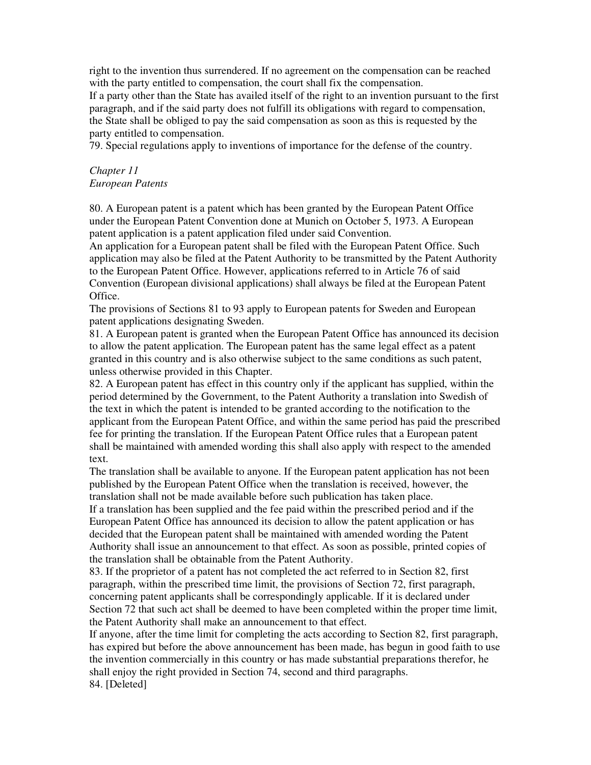right to the invention thus surrendered. If no agreement on the compensation can be reached with the party entitled to compensation, the court shall fix the compensation.

If a party other than the State has availed itself of the right to an invention pursuant to the first paragraph, and if the said party does not fulfill its obligations with regard to compensation, the State shall be obliged to pay the said compensation as soon as this is requested by the party entitled to compensation.

79. Special regulations apply to inventions of importance for the defense of the country.

*Chapter 11*
*European Patents*

80. A European patent is a patent which has been granted by the European Patent Office under the European Patent Convention done at Munich on October 5, 1973. A European patent application is a patent application filed under said Convention.

An application for a European patent shall be filed with the European Patent Office. Such application may also be filed at the Patent Authority to be transmitted by the Patent Authority to the European Patent Office. However, applications referred to in Article 76 of said Convention (European divisional applications) shall always be filed at the European Patent Office.

The provisions of Sections 81 to 93 apply to European patents for Sweden and European patent applications designating Sweden.

81. A European patent is granted when the European Patent Office has announced its decision to allow the patent application. The European patent has the same legal effect as a patent granted in this country and is also otherwise subject to the same conditions as such patent, unless otherwise provided in this Chapter.

82. A European patent has effect in this country only if the applicant has supplied, within the period determined by the Government, to the Patent Authority a translation into Swedish of the text in which the patent is intended to be granted according to the notification to the applicant from the European Patent Office, and within the same period has paid the prescribed fee for printing the translation. If the European Patent Office rules that a European patent shall be maintained with amended wording this shall also apply with respect to the amended text.

The translation shall be available to anyone. If the European patent application has not been published by the European Patent Office when the translation is received, however, the translation shall not be made available before such publication has taken place.

If a translation has been supplied and the fee paid within the prescribed period and if the European Patent Office has announced its decision to allow the patent application or has decided that the European patent shall be maintained with amended wording the Patent Authority shall issue an announcement to that effect. As soon as possible, printed copies of the translation shall be obtainable from the Patent Authority.

83. If the proprietor of a patent has not completed the act referred to in Section 82, first paragraph, within the prescribed time limit, the provisions of Section 72, first paragraph, concerning patent applicants shall be correspondingly applicable. If it is declared under Section 72 that such act shall be deemed to have been completed within the proper time limit, the Patent Authority shall make an announcement to that effect.

If anyone, after the time limit for completing the acts according to Section 82, first paragraph, has expired but before the above announcement has been made, has begun in good faith to use the invention commercially in this country or has made substantial preparations therefor, he shall enjoy the right provided in Section 74, second and third paragraphs.

84. [Deleted]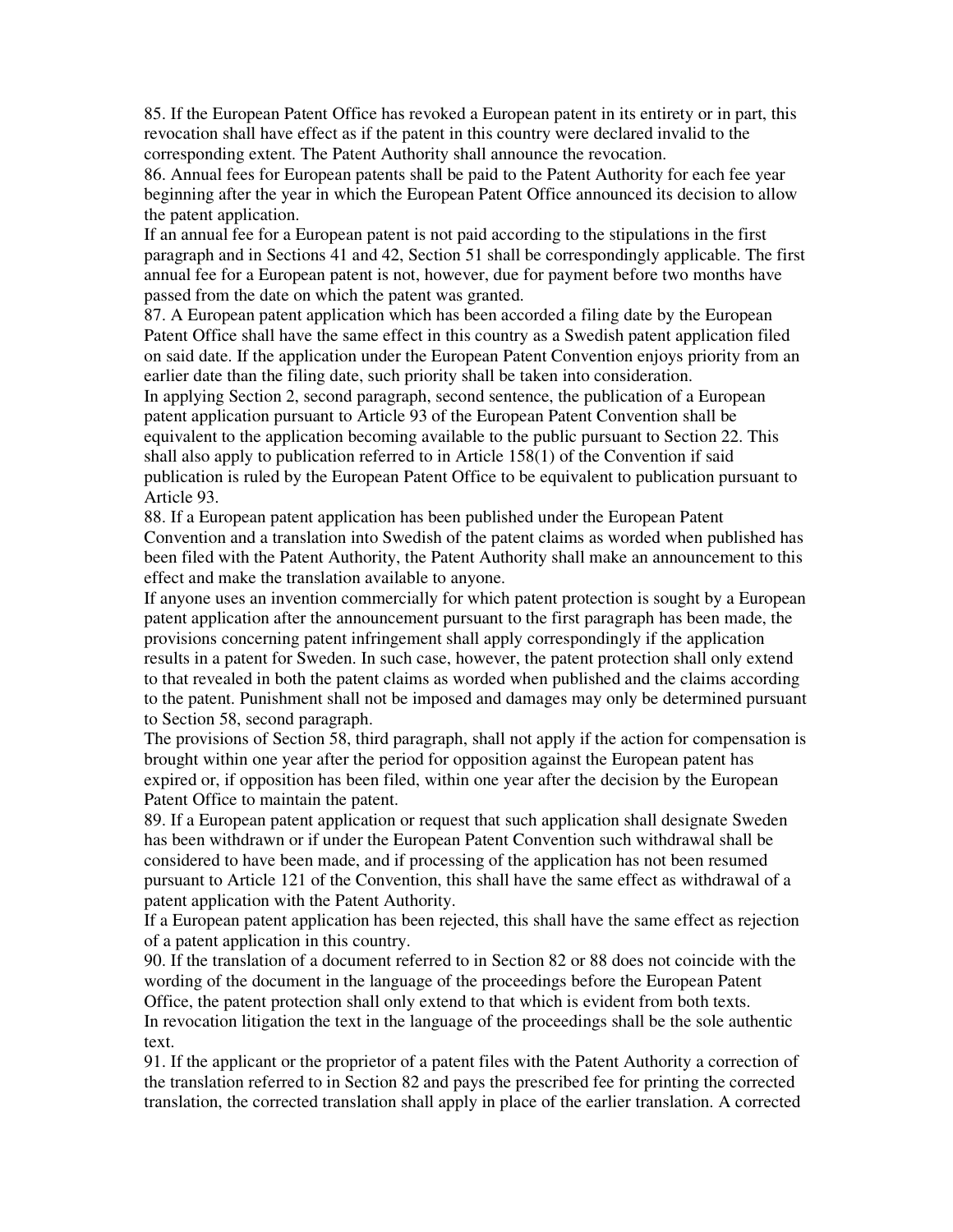85. If the European Patent Office has revoked a European patent in its entirety or in part, this revocation shall have effect as if the patent in this country were declared invalid to the corresponding extent. The Patent Authority shall announce the revocation.

86. Annual fees for European patents shall be paid to the Patent Authority for each fee year beginning after the year in which the European Patent Office announced its decision to allow the patent application.

If an annual fee for a European patent is not paid according to the stipulations in the first paragraph and in Sections 41 and 42, Section 51 shall be correspondingly applicable. The first annual fee for a European patent is not, however, due for payment before two months have passed from the date on which the patent was granted.

87. A European patent application which has been accorded a filing date by the European Patent Office shall have the same effect in this country as a Swedish patent application filed on said date. If the application under the European Patent Convention enjoys priority from an earlier date than the filing date, such priority shall be taken into consideration.

In applying Section 2, second paragraph, second sentence, the publication of a European patent application pursuant to Article 93 of the European Patent Convention shall be equivalent to the application becoming available to the public pursuant to Section 22. This shall also apply to publication referred to in Article 158(1) of the Convention if said publication is ruled by the European Patent Office to be equivalent to publication pursuant to Article 93.

88. If a European patent application has been published under the European Patent Convention and a translation into Swedish of the patent claims as worded when published has been filed with the Patent Authority, the Patent Authority shall make an announcement to this effect and make the translation available to anyone.

If anyone uses an invention commercially for which patent protection is sought by a European patent application after the announcement pursuant to the first paragraph has been made, the provisions concerning patent infringement shall apply correspondingly if the application results in a patent for Sweden. In such case, however, the patent protection shall only extend to that revealed in both the patent claims as worded when published and the claims according to the patent. Punishment shall not be imposed and damages may only be determined pursuant to Section 58, second paragraph.

The provisions of Section 58, third paragraph, shall not apply if the action for compensation is brought within one year after the period for opposition against the European patent has expired or, if opposition has been filed, within one year after the decision by the European Patent Office to maintain the patent.

89. If a European patent application or request that such application shall designate Sweden has been withdrawn or if under the European Patent Convention such withdrawal shall be considered to have been made, and if processing of the application has not been resumed pursuant to Article 121 of the Convention, this shall have the same effect as withdrawal of a patent application with the Patent Authority.

If a European patent application has been rejected, this shall have the same effect as rejection of a patent application in this country.

90. If the translation of a document referred to in Section 82 or 88 does not coincide with the wording of the document in the language of the proceedings before the European Patent Office, the patent protection shall only extend to that which is evident from both texts.

In revocation litigation the text in the language of the proceedings shall be the sole authentic text.

91. If the applicant or the proprietor of a patent files with the Patent Authority a correction of the translation referred to in Section 82 and pays the prescribed fee for printing the corrected translation, the corrected translation shall apply in place of the earlier translation. A corrected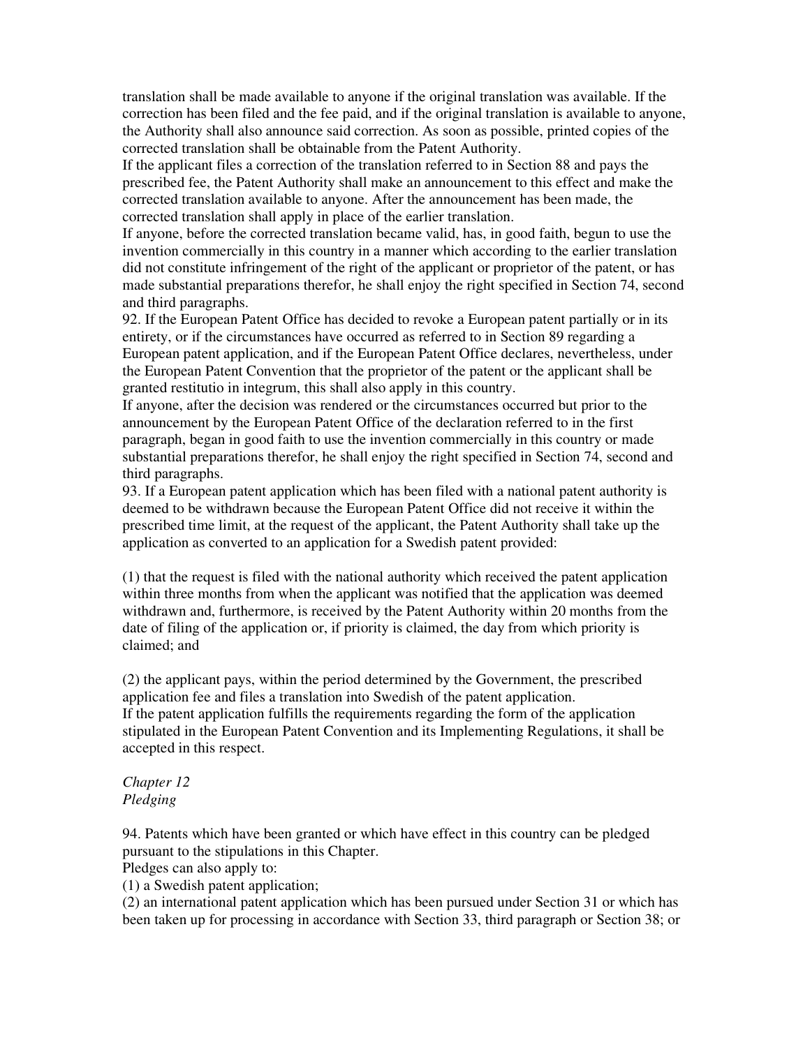translation shall be made available to anyone if the original translation was available. If the correction has been filed and the fee paid, and if the original translation is available to anyone, the Authority shall also announce said correction. As soon as possible, printed copies of the corrected translation shall be obtainable from the Patent Authority.

If the applicant files a correction of the translation referred to in Section 88 and pays the prescribed fee, the Patent Authority shall make an announcement to this effect and make the corrected translation available to anyone. After the announcement has been made, the corrected translation shall apply in place of the earlier translation.

If anyone, before the corrected translation became valid, has, in good faith, begun to use the invention commercially in this country in a manner which according to the earlier translation did not constitute infringement of the right of the applicant or proprietor of the patent, or has made substantial preparations therefor, he shall enjoy the right specified in Section 74, second and third paragraphs.

92. If the European Patent Office has decided to revoke a European patent partially or in its entirety, or if the circumstances have occurred as referred to in Section 89 regarding a European patent application, and if the European Patent Office declares, nevertheless, under the European Patent Convention that the proprietor of the patent or the applicant shall be granted restitutio in integrum, this shall also apply in this country.

If anyone, after the decision was rendered or the circumstances occurred but prior to the announcement by the European Patent Office of the declaration referred to in the first paragraph, began in good faith to use the invention commercially in this country or made substantial preparations therefor, he shall enjoy the right specified in Section 74, second and third paragraphs.

93. If a European patent application which has been filed with a national patent authority is deemed to be withdrawn because the European Patent Office did not receive it within the prescribed time limit, at the request of the applicant, the Patent Authority shall take up the application as converted to an application for a Swedish patent provided:

(1) that the request is filed with the national authority which received the patent application within three months from when the applicant was notified that the application was deemed withdrawn and, furthermore, is received by the Patent Authority within 20 months from the date of filing of the application or, if priority is claimed, the day from which priority is claimed; and

(2) the applicant pays, within the period determined by the Government, the prescribed application fee and files a translation into Swedish of the patent application.

If the patent application fulfills the requirements regarding the form of the application stipulated in the European Patent Convention and its Implementing Regulations, it shall be accepted in this respect.

*Chapter 12*
*Pledging*

94. Patents which have been granted or which have effect in this country can be pledged pursuant to the stipulations in this Chapter.

Pledges can also apply to:

(1) a Swedish patent application;

(2) an international patent application which has been pursued under Section 31 or which has been taken up for processing in accordance with Section 33, third paragraph or Section 38; or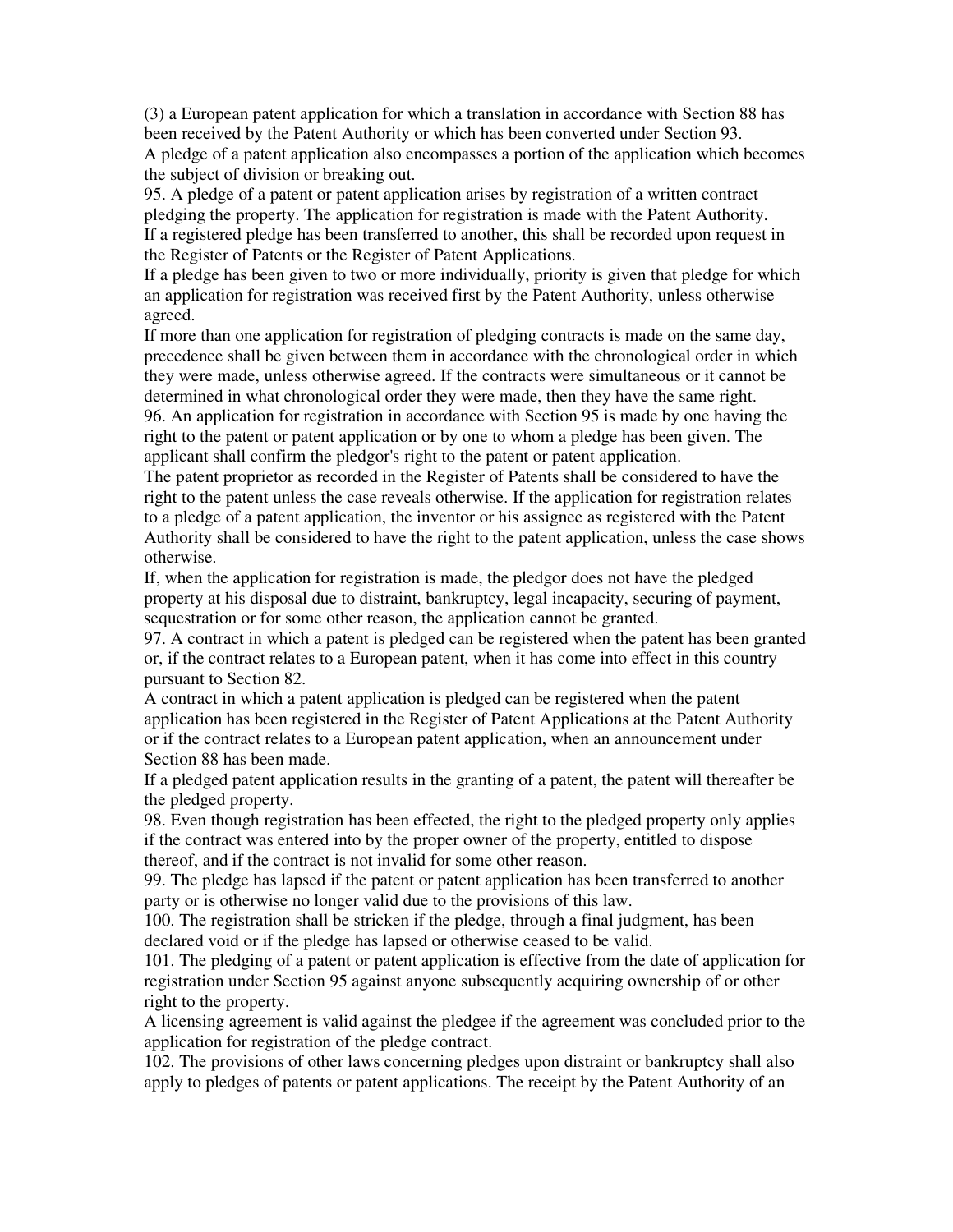(3) a European patent application for which a translation in accordance with Section 88 has been received by the Patent Authority or which has been converted under Section 93.

A pledge of a patent application also encompasses a portion of the application which becomes the subject of division or breaking out.

95. A pledge of a patent or patent application arises by registration of a written contract pledging the property. The application for registration is made with the Patent Authority.

If a registered pledge has been transferred to another, this shall be recorded upon request in the Register of Patents or the Register of Patent Applications.

If a pledge has been given to two or more individually, priority is given that pledge for which an application for registration was received first by the Patent Authority, unless otherwise agreed.

If more than one application for registration of pledging contracts is made on the same day, precedence shall be given between them in accordance with the chronological order in which they were made, unless otherwise agreed. If the contracts were simultaneous or it cannot be determined in what chronological order they were made, then they have the same right.

96. An application for registration in accordance with Section 95 is made by one having the right to the patent or patent application or by one to whom a pledge has been given. The applicant shall confirm the pledgor's right to the patent or patent application.

The patent proprietor as recorded in the Register of Patents shall be considered to have the right to the patent unless the case reveals otherwise. If the application for registration relates to a pledge of a patent application, the inventor or his assignee as registered with the Patent Authority shall be considered to have the right to the patent application, unless the case shows otherwise.

If, when the application for registration is made, the pledgor does not have the pledged property at his disposal due to distraint, bankruptcy, legal incapacity, securing of payment, sequestration or for some other reason, the application cannot be granted.

97. A contract in which a patent is pledged can be registered when the patent has been granted or, if the contract relates to a European patent, when it has come into effect in this country pursuant to Section 82.

A contract in which a patent application is pledged can be registered when the patent application has been registered in the Register of Patent Applications at the Patent Authority or if the contract relates to a European patent application, when an announcement under Section 88 has been made.

If a pledged patent application results in the granting of a patent, the patent will thereafter be the pledged property.

98. Even though registration has been effected, the right to the pledged property only applies if the contract was entered into by the proper owner of the property, entitled to dispose thereof, and if the contract is not invalid for some other reason.

99. The pledge has lapsed if the patent or patent application has been transferred to another party or is otherwise no longer valid due to the provisions of this law.

100. The registration shall be stricken if the pledge, through a final judgment, has been declared void or if the pledge has lapsed or otherwise ceased to be valid.

101. The pledging of a patent or patent application is effective from the date of application for registration under Section 95 against anyone subsequently acquiring ownership of or other right to the property.

A licensing agreement is valid against the pledgee if the agreement was concluded prior to the application for registration of the pledge contract.

102. The provisions of other laws concerning pledges upon distraint or bankruptcy shall also apply to pledges of patents or patent applications. The receipt by the Patent Authority of an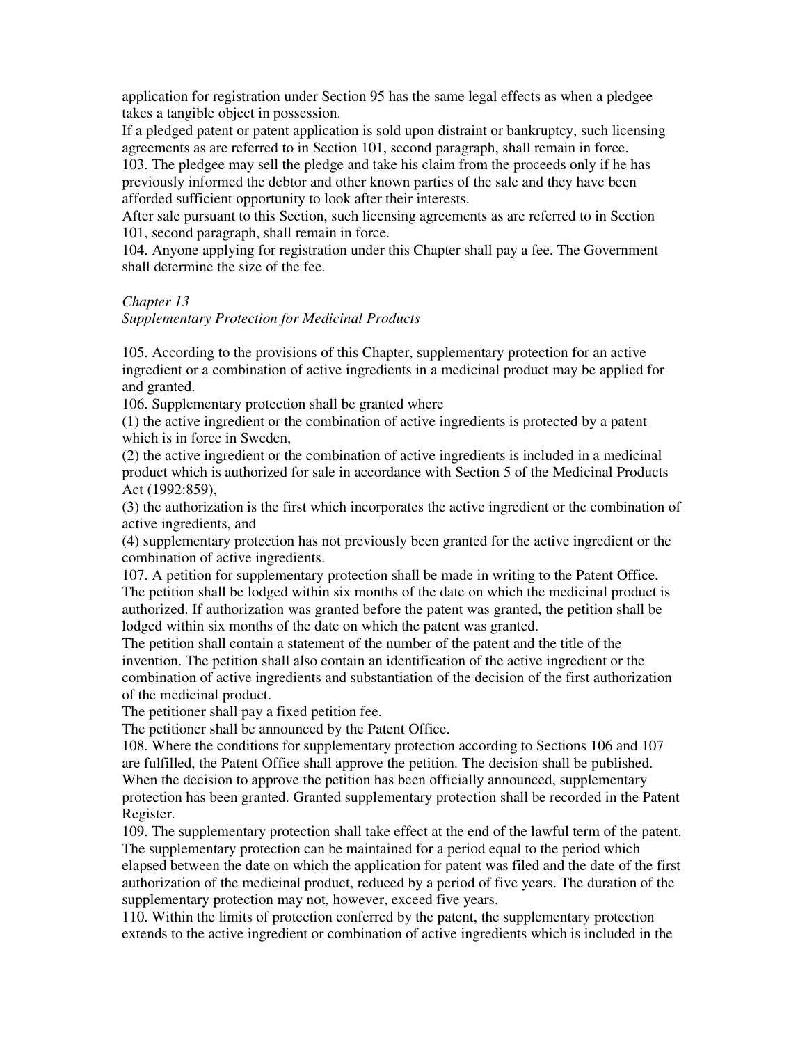application for registration under Section 95 has the same legal effects as when a pledgee takes a tangible object in possession.

If a pledged patent or patent application is sold upon distraint or bankruptcy, such licensing agreements as are referred to in Section 101, second paragraph, shall remain in force.

103. The pledgee may sell the pledge and take his claim from the proceeds only if he has previously informed the debtor and other known parties of the sale and they have been afforded sufficient opportunity to look after their interests.

After sale pursuant to this Section, such licensing agreements as are referred to in Section 101, second paragraph, shall remain in force.

104. Anyone applying for registration under this Chapter shall pay a fee. The Government shall determine the size of the fee.

*Chapter 13*
*Supplementary Protection for Medicinal Products*

105. According to the provisions of this Chapter, supplementary protection for an active ingredient or a combination of active ingredients in a medicinal product may be applied for and granted.

106. Supplementary protection shall be granted where

(1) the active ingredient or the combination of active ingredients is protected by a patent which is in force in Sweden,

(2) the active ingredient or the combination of active ingredients is included in a medicinal product which is authorized for sale in accordance with Section 5 of the Medicinal Products Act (1992:859),

(3) the authorization is the first which incorporates the active ingredient or the combination of active ingredients, and

(4) supplementary protection has not previously been granted for the active ingredient or the combination of active ingredients.

107. A petition for supplementary protection shall be made in writing to the Patent Office. The petition shall be lodged within six months of the date on which the medicinal product is authorized. If authorization was granted before the patent was granted, the petition shall be lodged within six months of the date on which the patent was granted.

The petition shall contain a statement of the number of the patent and the title of the invention. The petition shall also contain an identification of the active ingredient or the combination of active ingredients and substantiation of the decision of the first authorization of the medicinal product.

The petitioner shall pay a fixed petition fee.

The petitioner shall be announced by the Patent Office.

108. Where the conditions for supplementary protection according to Sections 106 and 107 are fulfilled, the Patent Office shall approve the petition. The decision shall be published. When the decision to approve the petition has been officially announced, supplementary protection has been granted. Granted supplementary protection shall be recorded in the Patent Register.

109. The supplementary protection shall take effect at the end of the lawful term of the patent. The supplementary protection can be maintained for a period equal to the period which elapsed between the date on which the application for patent was filed and the date of the first authorization of the medicinal product, reduced by a period of five years. The duration of the supplementary protection may not, however, exceed five years.

110. Within the limits of protection conferred by the patent, the supplementary protection extends to the active ingredient or combination of active ingredients which is included in the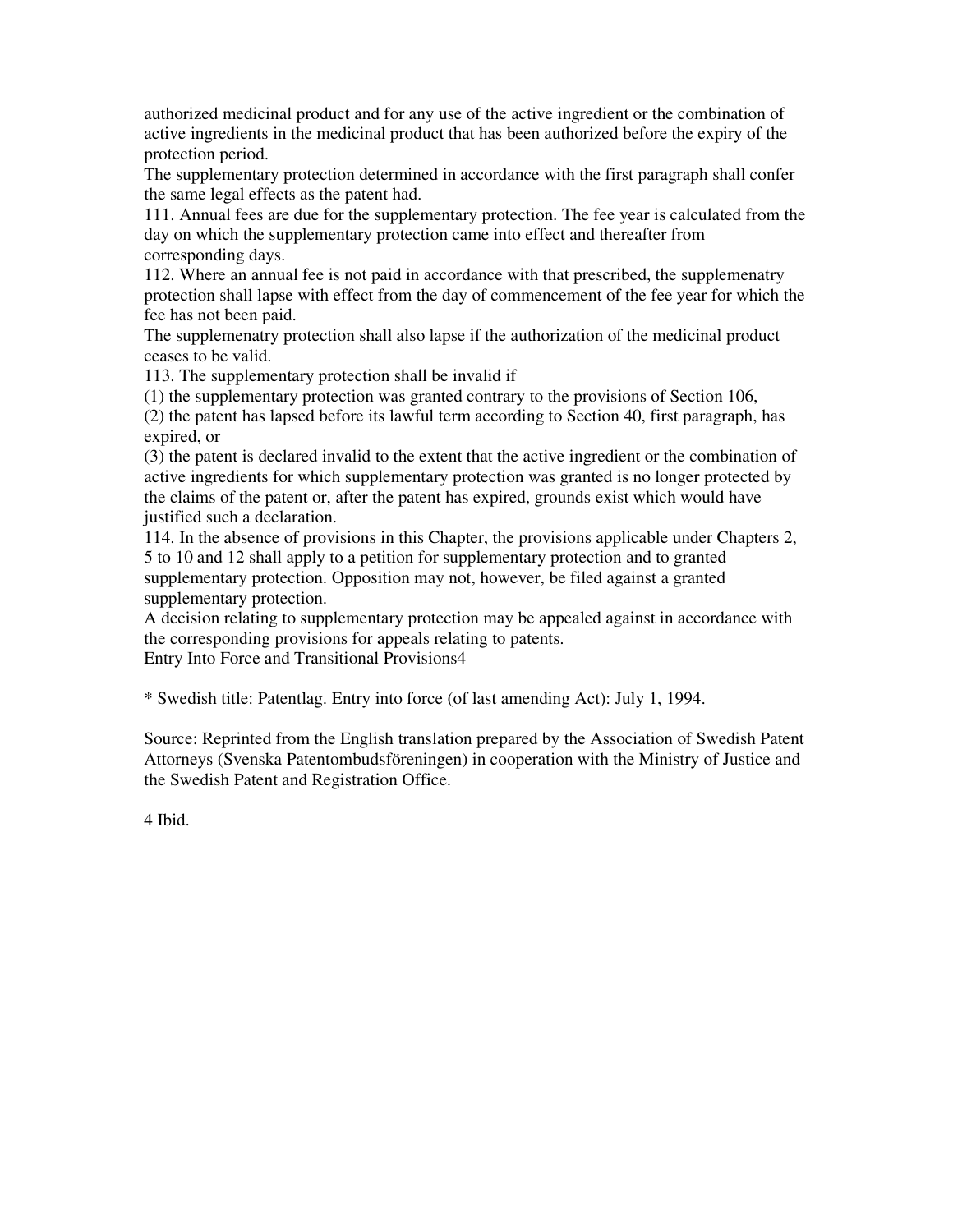authorized medicinal product and for any use of the active ingredient or the combination of active ingredients in the medicinal product that has been authorized before the expiry of the protection period.

The supplementary protection determined in accordance with the first paragraph shall confer the same legal effects as the patent had.

111. Annual fees are due for the supplementary protection. The fee year is calculated from the day on which the supplementary protection came into effect and thereafter from corresponding days.

112. Where an annual fee is not paid in accordance with that prescribed, the supplemenatry protection shall lapse with effect from the day of commencement of the fee year for which the fee has not been paid.

The supplemenatry protection shall also lapse if the authorization of the medicinal product ceases to be valid.

113. The supplementary protection shall be invalid if

(1) the supplementary protection was granted contrary to the provisions of Section 106,

(2) the patent has lapsed before its lawful term according to Section 40, first paragraph, has expired, or

(3) the patent is declared invalid to the extent that the active ingredient or the combination of active ingredients for which supplementary protection was granted is no longer protected by the claims of the patent or, after the patent has expired, grounds exist which would have justified such a declaration.

114. In the absence of provisions in this Chapter, the provisions applicable under Chapters 2, 5 to 10 and 12 shall apply to a petition for supplementary protection and to granted supplementary protection. Opposition may not, however, be filed against a granted supplementary protection.

A decision relating to supplementary protection may be appealed against in accordance with the corresponding provisions for appeals relating to patents.

Entry Into Force and Transitional Provisions[4]

* Swedish title: Patentlag. Entry into force (of last amending Act): July 1, 1994.

Source: Reprinted from the English translation prepared by the Association of Swedish Patent Attorneys (Svenska Patentombudsföreningen) in cooperation with the Ministry of Justice and the Swedish Patent and Registration Office.

4 Ibid.